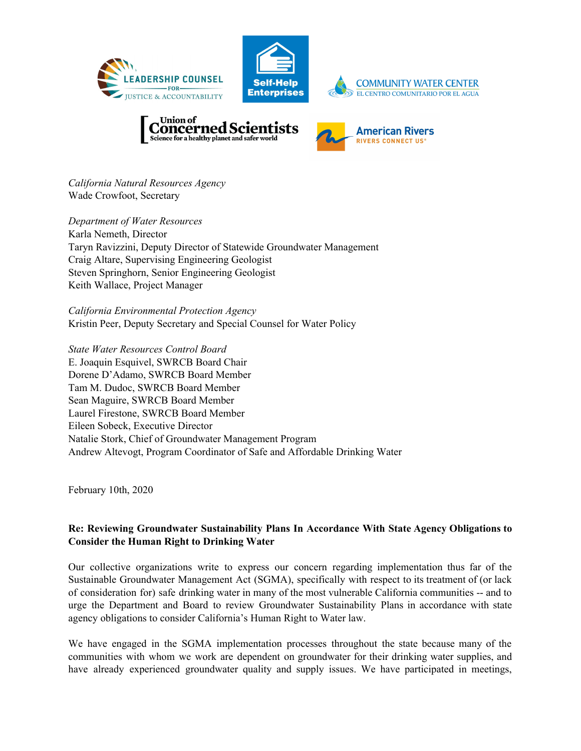*California Natural Resources Agency*
Wade Crowfoot, Secretary

*Department of Water Resources*
Karla Nemeth, Director
Taryn Ravizzini, Deputy Director of Statewide Groundwater Management
Craig Altare, Supervising Engineering Geologist
Steven Springhorn, Senior Engineering Geologist
Keith Wallace, Project Manager

*California Environmental Protection Agency*
Kristin Peer, Deputy Secretary and Special Counsel for Water Policy

*State Water Resources Control Board*
E. Joaquin Esquivel, SWRCB Board Chair
Dorene D'Adamo, SWRCB Board Member
Tam M. Dudoc, SWRCB Board Member
Sean Maguire, SWRCB Board Member
Laurel Firestone, SWRCB Board Member
Eileen Sobeck, Executive Director
Natalie Stork, Chief of Groundwater Management Program
Andrew Altevogt, Program Coordinator of Safe and Affordable Drinking Water

February 10th, 2020

**Re: Reviewing Groundwater Sustainability Plans In Accordance With State Agency Obligations to Consider the Human Right to Drinking Water**

Our collective organizations write to express our concern regarding implementation thus far of the Sustainable Groundwater Management Act (SGMA), specifically with respect to its treatment of (or lack of consideration for) safe drinking water in many of the most vulnerable California communities -- and to urge the Department and Board to review Groundwater Sustainability Plans in accordance with state agency obligations to consider California's Human Right to Water law.

We have engaged in the SGMA implementation processes throughout the state because many of the communities with whom we work are dependent on groundwater for their drinking water supplies, and have already experienced groundwater quality and supply issues. We have participated in meetings,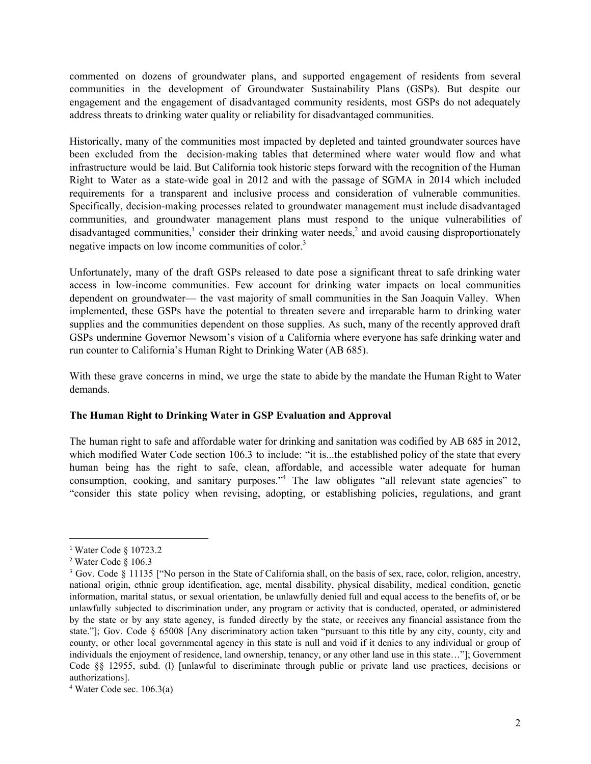commented on dozens of groundwater plans, and supported engagement of residents from several communities in the development of Groundwater Sustainability Plans (GSPs). But despite our engagement and the engagement of disadvantaged community residents, most GSPs do not adequately address threats to drinking water quality or reliability for disadvantaged communities.

Historically, many of the communities most impacted by depleted and tainted groundwater sources have been excluded from the decision-making tables that determined where water would flow and what infrastructure would be laid. But California took historic steps forward with the recognition of the Human Right to Water as a state-wide goal in 2012 and with the passage of SGMA in 2014 which included requirements for a transparent and inclusive process and consideration of vulnerable communities. Specifically, decision-making processes related to groundwater management must include disadvantaged communities, and groundwater management plans must respond to the unique vulnerabilities of disadvantaged communities,[1] consider their drinking water needs,[2] and avoid causing disproportionately negative impacts on low income communities of color.[3]

Unfortunately, many of the draft GSPs released to date pose a significant threat to safe drinking water access in low-income communities. Few account for drinking water impacts on local communities dependent on groundwater— the vast majority of small communities in the San Joaquin Valley. When implemented, these GSPs have the potential to threaten severe and irreparable harm to drinking water supplies and the communities dependent on those supplies. As such, many of the recently approved draft GSPs undermine Governor Newsom's vision of a California where everyone has safe drinking water and run counter to California's Human Right to Drinking Water (AB 685).

With these grave concerns in mind, we urge the state to abide by the mandate the Human Right to Water demands.

**The Human Right to Drinking Water in GSP Evaluation and Approval**

The human right to safe and affordable water for drinking and sanitation was codified by AB 685 in 2012, which modified Water Code section 106.3 to include: "it is...the established policy of the state that every human being has the right to safe, clean, affordable, and accessible water adequate for human consumption, cooking, and sanitary purposes."[4] The law obligates "all relevant state agencies" to "consider this state policy when revising, adopting, or establishing policies, regulations, and grant

---

[1] Water Code § 10723.2

[2] Water Code § 106.3

[3] Gov. Code § 11135 ["No person in the State of California shall, on the basis of sex, race, color, religion, ancestry, national origin, ethnic group identification, age, mental disability, physical disability, medical condition, genetic information, marital status, or sexual orientation, be unlawfully denied full and equal access to the benefits of, or be unlawfully subjected to discrimination under, any program or activity that is conducted, operated, or administered by the state or by any state agency, is funded directly by the state, or receives any financial assistance from the state."]; Gov. Code § 65008 [Any discriminatory action taken "pursuant to this title by any city, county, city and county, or other local governmental agency in this state is null and void if it denies to any individual or group of individuals the enjoyment of residence, land ownership, tenancy, or any other land use in this state…"]; Government Code §§ 12955, subd. (l) [unlawful to discriminate through public or private land use practices, decisions or authorizations].

[4] Water Code sec. 106.3(a)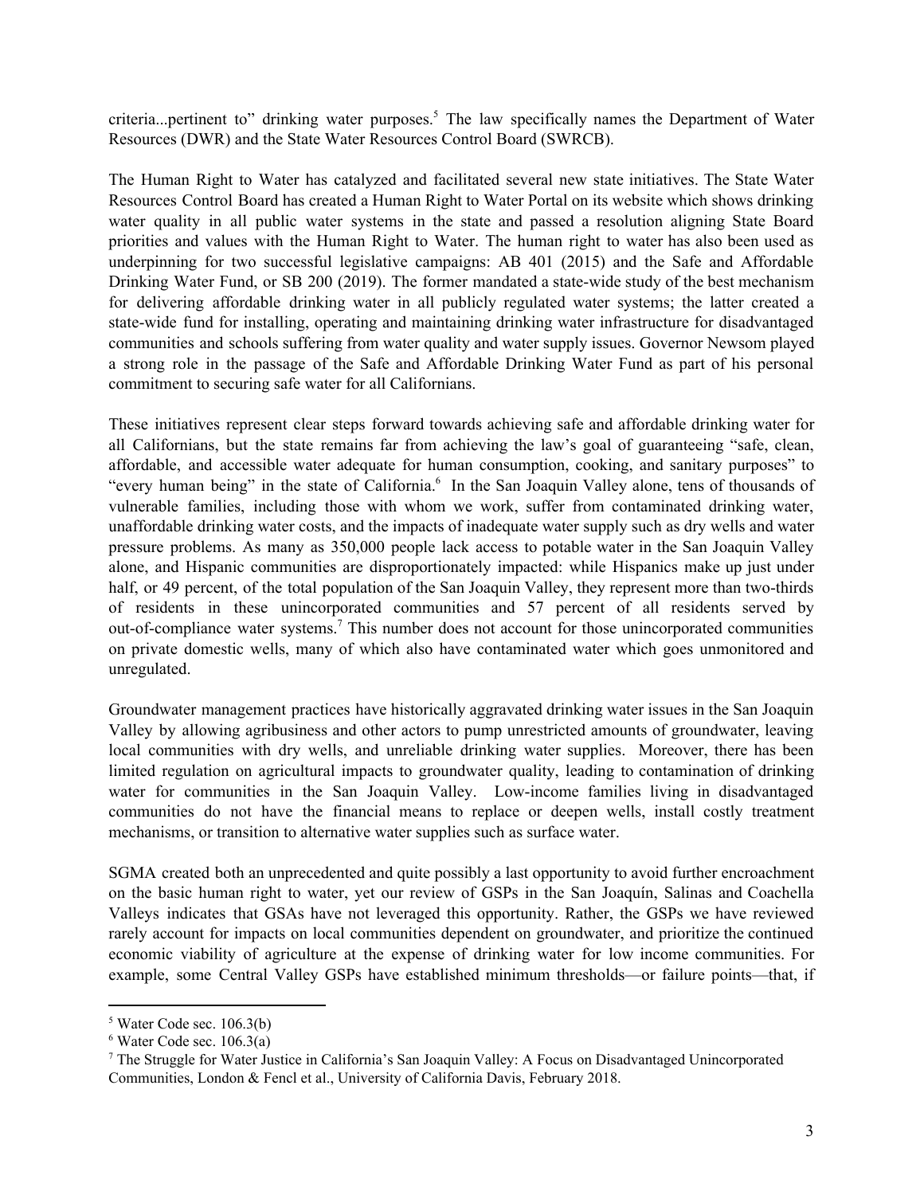criteria...pertinent to" drinking water purposes.[5] The law specifically names the Department of Water Resources (DWR) and the State Water Resources Control Board (SWRCB).

The Human Right to Water has catalyzed and facilitated several new state initiatives. The State Water Resources Control Board has created a Human Right to Water Portal on its website which shows drinking water quality in all public water systems in the state and passed a resolution aligning State Board priorities and values with the Human Right to Water. The human right to water has also been used as underpinning for two successful legislative campaigns: AB 401 (2015) and the Safe and Affordable Drinking Water Fund, or SB 200 (2019). The former mandated a state-wide study of the best mechanism for delivering affordable drinking water in all publicly regulated water systems; the latter created a state-wide fund for installing, operating and maintaining drinking water infrastructure for disadvantaged communities and schools suffering from water quality and water supply issues. Governor Newsom played a strong role in the passage of the Safe and Affordable Drinking Water Fund as part of his personal commitment to securing safe water for all Californians.

These initiatives represent clear steps forward towards achieving safe and affordable drinking water for all Californians, but the state remains far from achieving the law's goal of guaranteeing "safe, clean, affordable, and accessible water adequate for human consumption, cooking, and sanitary purposes" to "every human being" in the state of California.[6] In the San Joaquin Valley alone, tens of thousands of vulnerable families, including those with whom we work, suffer from contaminated drinking water, unaffordable drinking water costs, and the impacts of inadequate water supply such as dry wells and water pressure problems. As many as 350,000 people lack access to potable water in the San Joaquin Valley alone, and Hispanic communities are disproportionately impacted: while Hispanics make up just under half, or 49 percent, of the total population of the San Joaquin Valley, they represent more than two-thirds of residents in these unincorporated communities and 57 percent of all residents served by out-of-compliance water systems.[7] This number does not account for those unincorporated communities on private domestic wells, many of which also have contaminated water which goes unmonitored and unregulated.

Groundwater management practices have historically aggravated drinking water issues in the San Joaquin Valley by allowing agribusiness and other actors to pump unrestricted amounts of groundwater, leaving local communities with dry wells, and unreliable drinking water supplies. Moreover, there has been limited regulation on agricultural impacts to groundwater quality, leading to contamination of drinking water for communities in the San Joaquin Valley. Low-income families living in disadvantaged communities do not have the financial means to replace or deepen wells, install costly treatment mechanisms, or transition to alternative water supplies such as surface water.

SGMA created both an unprecedented and quite possibly a last opportunity to avoid further encroachment on the basic human right to water, yet our review of GSPs in the San Joaquín, Salinas and Coachella Valleys indicates that GSAs have not leveraged this opportunity. Rather, the GSPs we have reviewed rarely account for impacts on local communities dependent on groundwater, and prioritize the continued economic viability of agriculture at the expense of drinking water for low income communities. For example, some Central Valley GSPs have established minimum thresholds—or failure points—that, if

---

[5] Water Code sec. 106.3(b)

[6] Water Code sec. 106.3(a)

[7] The Struggle for Water Justice in California's San Joaquin Valley: A Focus on Disadvantaged Unincorporated Communities, London & Fencl et al., University of California Davis, February 2018.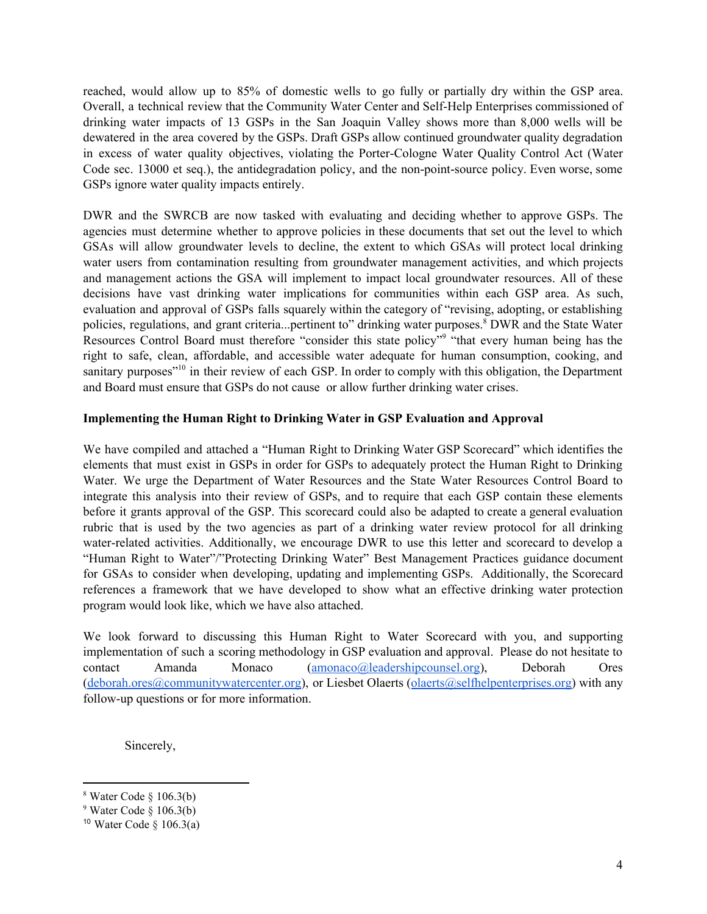reached, would allow up to 85% of domestic wells to go fully or partially dry within the GSP area. Overall, a technical review that the Community Water Center and Self-Help Enterprises commissioned of drinking water impacts of 13 GSPs in the San Joaquin Valley shows more than 8,000 wells will be dewatered in the area covered by the GSPs. Draft GSPs allow continued groundwater quality degradation in excess of water quality objectives, violating the Porter-Cologne Water Quality Control Act (Water Code sec. 13000 et seq.), the antidegradation policy, and the non-point-source policy. Even worse, some GSPs ignore water quality impacts entirely.

DWR and the SWRCB are now tasked with evaluating and deciding whether to approve GSPs. The agencies must determine whether to approve policies in these documents that set out the level to which GSAs will allow groundwater levels to decline, the extent to which GSAs will protect local drinking water users from contamination resulting from groundwater management activities, and which projects and management actions the GSA will implement to impact local groundwater resources. All of these decisions have vast drinking water implications for communities within each GSP area. As such, evaluation and approval of GSPs falls squarely within the category of "revising, adopting, or establishing policies, regulations, and grant criteria...pertinent to" drinking water purposes.[8] DWR and the State Water Resources Control Board must therefore "consider this state policy"[9] "that every human being has the right to safe, clean, affordable, and accessible water adequate for human consumption, cooking, and sanitary purposes"[10] in their review of each GSP. In order to comply with this obligation, the Department and Board must ensure that GSPs do not cause or allow further drinking water crises.

**Implementing the Human Right to Drinking Water in GSP Evaluation and Approval**

We have compiled and attached a "Human Right to Drinking Water GSP Scorecard" which identifies the elements that must exist in GSPs in order for GSPs to adequately protect the Human Right to Drinking Water. We urge the Department of Water Resources and the State Water Resources Control Board to integrate this analysis into their review of GSPs, and to require that each GSP contain these elements before it grants approval of the GSP. This scorecard could also be adapted to create a general evaluation rubric that is used by the two agencies as part of a drinking water review protocol for all drinking water-related activities. Additionally, we encourage DWR to use this letter and scorecard to develop a "Human Right to Water"/"Protecting Drinking Water" Best Management Practices guidance document for GSAs to consider when developing, updating and implementing GSPs. Additionally, the Scorecard references a framework that we have developed to show what an effective drinking water protection program would look like, which we have also attached.

We look forward to discussing this Human Right to Water Scorecard with you, and supporting implementation of such a scoring methodology in GSP evaluation and approval. Please do not hesitate to contact Amanda Monaco (amonaco@leadershipcounsel.org), Deborah Ores (deborah.ores@communitywatercenter.org), or Liesbet Olaerts (olaerts@selfhelpenterprises.org) with any follow-up questions or for more information.

Sincerely,

---

[8] Water Code § 106.3(b)

[9] Water Code § 106.3(b)

[10] Water Code § 106.3(a)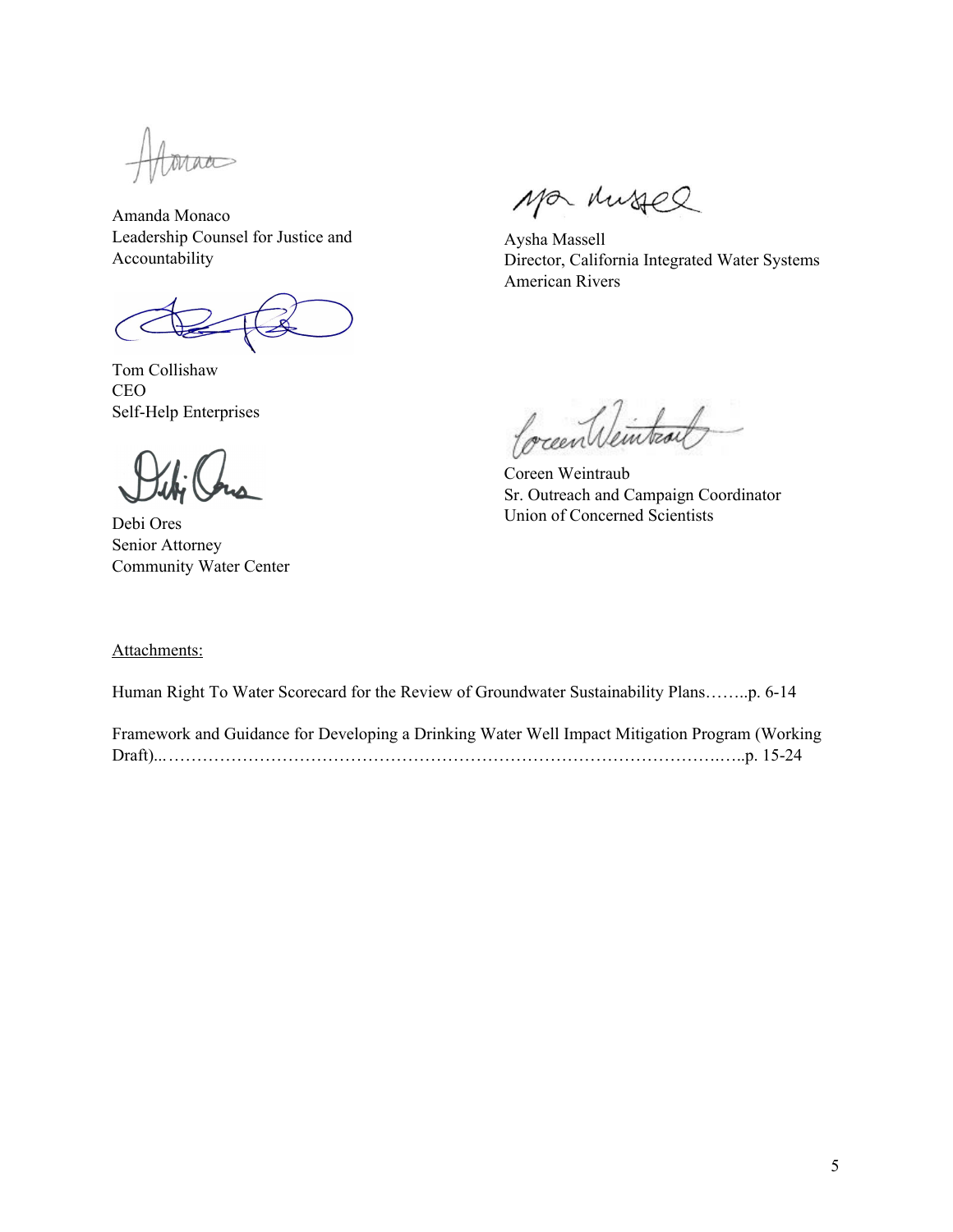Amanda Monaco
Leadership Counsel for Justice and Accountability

Aysha Massell
Director, California Integrated Water Systems
American Rivers

Tom Collishaw
CEO
Self-Help Enterprises

Coreen Weintraub
Sr. Outreach and Campaign Coordinator
Union of Concerned Scientists

Debi Ores
Senior Attorney
Community Water Center

Attachments:

Human Right To Water Scorecard for the Review of Groundwater Sustainability Plans……..p. 6-14

Framework and Guidance for Developing a Drinking Water Well Impact Mitigation Program (Working Draft)..……………………………………………………………………………………..…..p. 15-24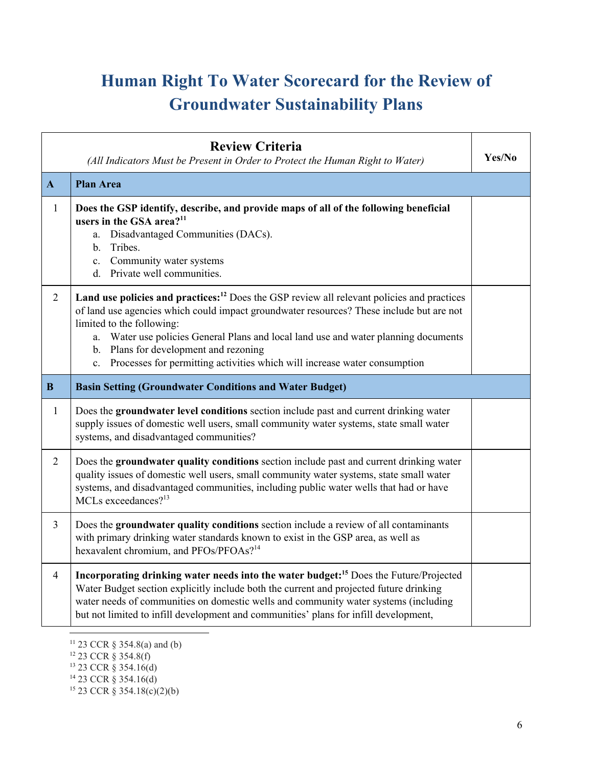# Human Right To Water Scorecard for the Review of Groundwater Sustainability Plans

| | **Review Criteria** *(All Indicators Must be Present in Order to Protect the Human Right to Water)* | **Yes/No** |
|---|---|---|
| **A** | **Plan Area** | |
| 1 | **Does the GSP identify, describe, and provide maps of all of the following beneficial users in the GSA area?**[11] a. Disadvantaged Communities (DACs). b. Tribes. c. Community water systems d. Private well communities. | |
| 2 | **Land use policies and practices:**[12] Does the GSP review all relevant policies and practices of land use agencies which could impact groundwater resources? These include but are not limited to the following: a. Water use policies General Plans and local land use and water planning documents b. Plans for development and rezoning c. Processes for permitting activities which will increase water consumption | |
| **B** | **Basin Setting (Groundwater Conditions and Water Budget)** | |
| 1 | Does the **groundwater level conditions** section include past and current drinking water supply issues of domestic well users, small community water systems, state small water systems, and disadvantaged communities? | |
| 2 | Does the **groundwater quality conditions** section include past and current drinking water quality issues of domestic well users, small community water systems, state small water systems, and disadvantaged communities, including public water wells that had or have MCLs exceedances?[13] | |
| 3 | Does the **groundwater quality conditions** section include a review of all contaminants with primary drinking water standards known to exist in the GSP area, as well as hexavalent chromium, and PFOs/PFOAs?[14] | |
| 4 | **Incorporating drinking water needs into the water budget:**[15] Does the Future/Projected Water Budget section explicitly include both the current and projected future drinking water needs of communities on domestic wells and community water systems (including but not limited to infill development and communities' plans for infill development, | |

[11] 23 CCR § 354.8(a) and (b)
[12] 23 CCR § 354.8(f)
[13] 23 CCR § 354.16(d)
[14] 23 CCR § 354.16(d)
[15] 23 CCR § 354.18(c)(2)(b)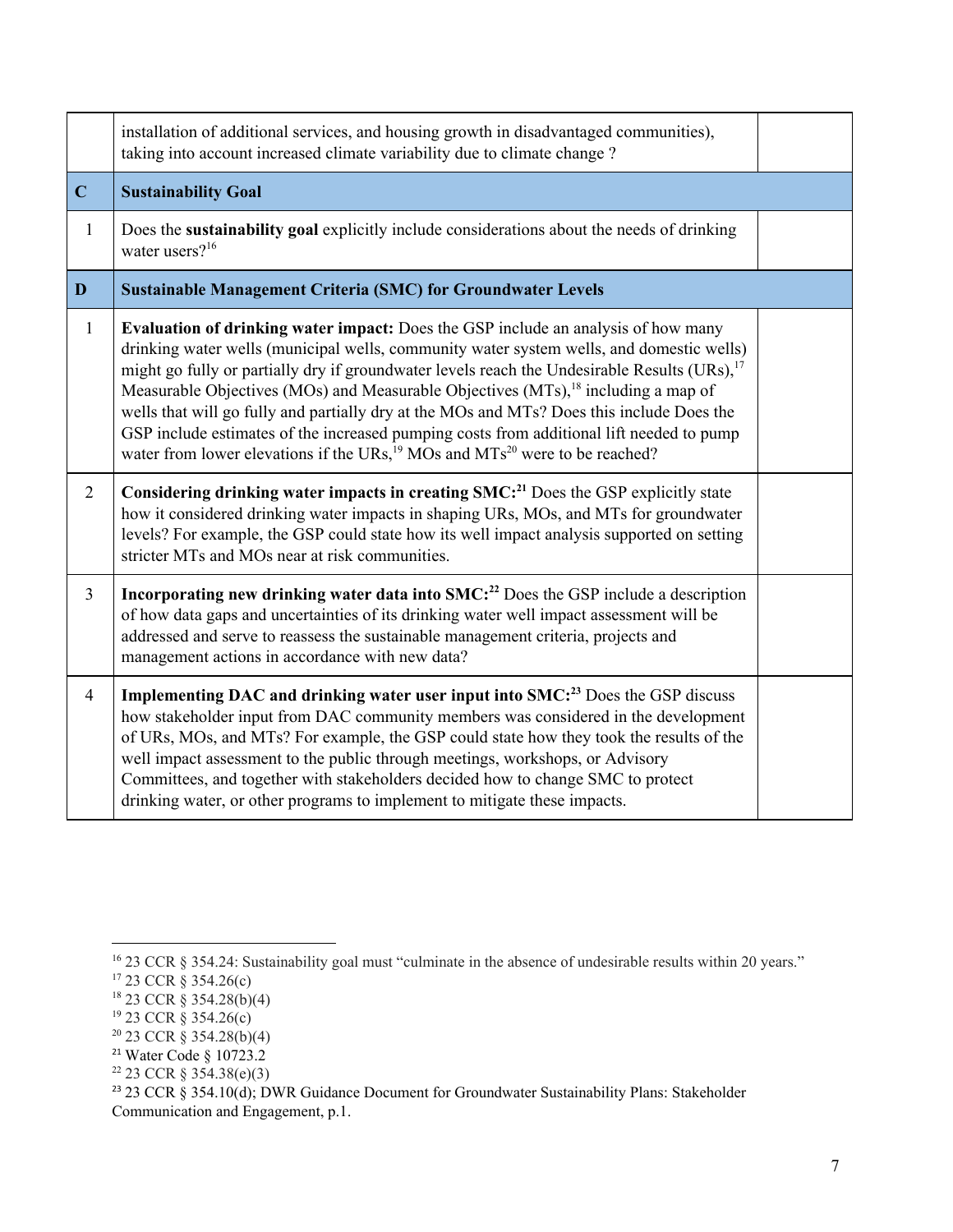| | | |
|---|---|---|
| | installation of additional services, and housing growth in disadvantaged communities), taking into account increased climate variability due to climate change ? | |
| **C** | **Sustainability Goal** | |
| 1 | Does the **sustainability goal** explicitly include considerations about the needs of drinking water users?[16] | |
| **D** | **Sustainable Management Criteria (SMC) for Groundwater Levels** | |
| 1 | **Evaluation of drinking water impact:** Does the GSP include an analysis of how many drinking water wells (municipal wells, community water system wells, and domestic wells) might go fully or partially dry if groundwater levels reach the Undesirable Results (URs),[17] Measurable Objectives (MOs) and Measurable Objectives (MTs),[18] including a map of wells that will go fully and partially dry at the MOs and MTs? Does this include Does the GSP include estimates of the increased pumping costs from additional lift needed to pump water from lower elevations if the URs,[19] MOs and MTs[20] were to be reached? | |
| 2 | **Considering drinking water impacts in creating SMC:**[21] Does the GSP explicitly state how it considered drinking water impacts in shaping URs, MOs, and MTs for groundwater levels? For example, the GSP could state how its well impact analysis supported on setting stricter MTs and MOs near at risk communities. | |
| 3 | **Incorporating new drinking water data into SMC:**[22] Does the GSP include a description of how data gaps and uncertainties of its drinking water well impact assessment will be addressed and serve to reassess the sustainable management criteria, projects and management actions in accordance with new data? | |
| 4 | **Implementing DAC and drinking water user input into SMC:**[23] Does the GSP discuss how stakeholder input from DAC community members was considered in the development of URs, MOs, and MTs? For example, the GSP could state how they took the results of the well impact assessment to the public through meetings, workshops, or Advisory Committees, and together with stakeholders decided how to change SMC to protect drinking water, or other programs to implement to mitigate these impacts. | |

[16] 23 CCR § 354.24: Sustainability goal must "culminate in the absence of undesirable results within 20 years."
[17] 23 CCR § 354.26(c)
[18] 23 CCR § 354.28(b)(4)
[19] 23 CCR § 354.26(c)
[20] 23 CCR § 354.28(b)(4)
[21] Water Code § 10723.2
[22] 23 CCR § 354.38(e)(3)
[23] 23 CCR § 354.10(d); DWR Guidance Document for Groundwater Sustainability Plans: Stakeholder Communication and Engagement, p.1.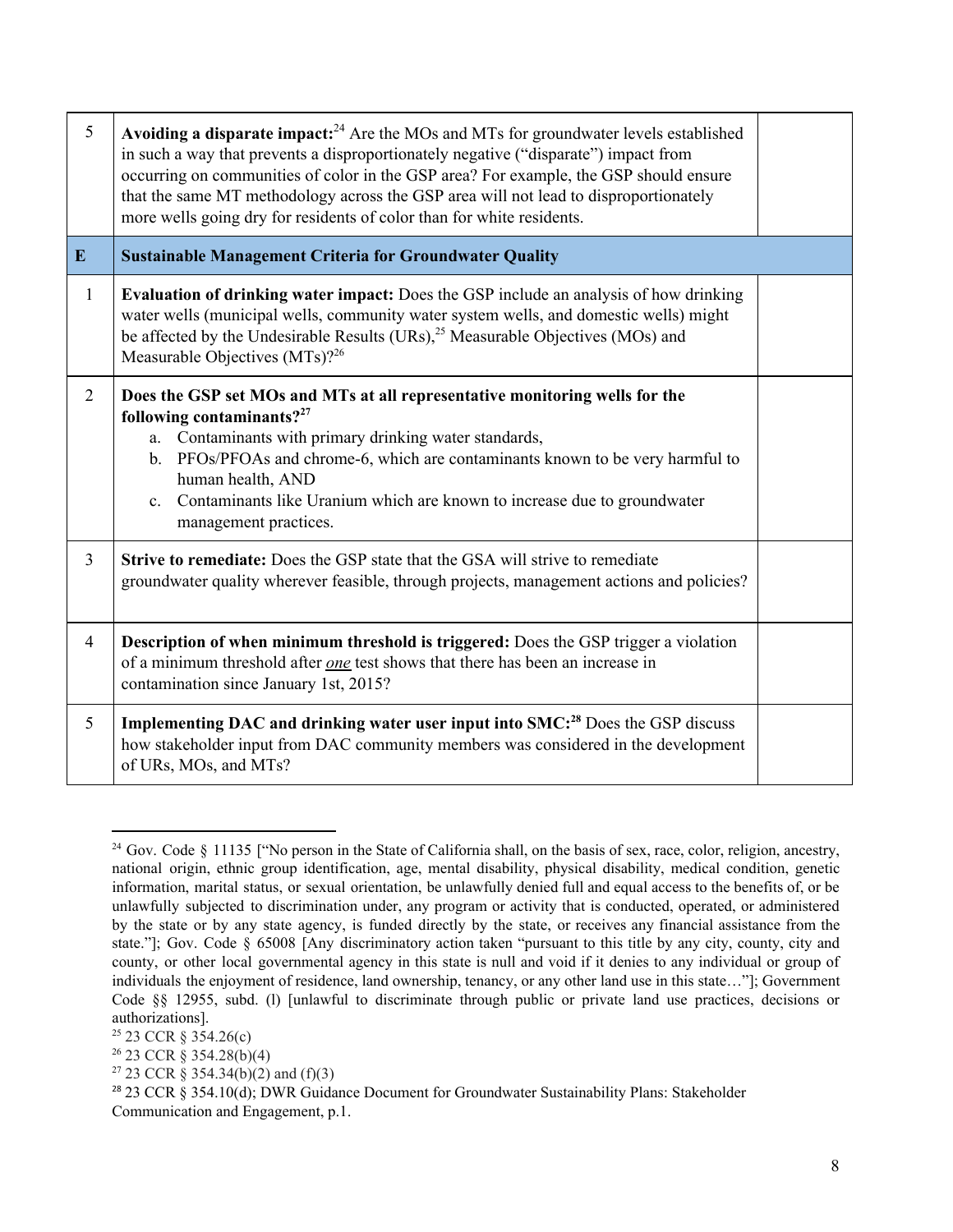| | | |
|---|---|---|
| 5 | **Avoiding a disparate impact:**[24] Are the MOs and MTs for groundwater levels established in such a way that prevents a disproportionately negative ("disparate") impact from occurring on communities of color in the GSP area? For example, the GSP should ensure that the same MT methodology across the GSP area will not lead to disproportionately more wells going dry for residents of color than for white residents. | |
| **E** | **Sustainable Management Criteria for Groundwater Quality** | |
| 1 | **Evaluation of drinking water impact:** Does the GSP include an analysis of how drinking water wells (municipal wells, community water system wells, and domestic wells) might be affected by the Undesirable Results (URs),[25] Measurable Objectives (MOs) and Measurable Objectives (MTs)?[26] | |
| 2 | **Does the GSP set MOs and MTs at all representative monitoring wells for the following contaminants?**[27]<br>a. Contaminants with primary drinking water standards,<br>b. PFOs/PFOAs and chrome-6, which are contaminants known to be very harmful to human health, AND<br>c. Contaminants like Uranium which are known to increase due to groundwater management practices. | |
| 3 | **Strive to remediate:** Does the GSP state that the GSA will strive to remediate groundwater quality wherever feasible, through projects, management actions and policies? | |
| 4 | **Description of when minimum threshold is triggered:** Does the GSP trigger a violation of a minimum threshold after ***one*** test shows that there has been an increase in contamination since January 1st, 2015? | |
| 5 | **Implementing DAC and drinking water user input into SMC:**[28] Does the GSP discuss how stakeholder input from DAC community members was considered in the development of URs, MOs, and MTs? | |

---

[24] Gov. Code § 11135 ["No person in the State of California shall, on the basis of sex, race, color, religion, ancestry, national origin, ethnic group identification, age, mental disability, physical disability, medical condition, genetic information, marital status, or sexual orientation, be unlawfully denied full and equal access to the benefits of, or be unlawfully subjected to discrimination under, any program or activity that is conducted, operated, or administered by the state or by any state agency, is funded directly by the state, or receives any financial assistance from the state."]; Gov. Code § 65008 [Any discriminatory action taken "pursuant to this title by any city, county, city and county, or other local governmental agency in this state is null and void if it denies to any individual or group of individuals the enjoyment of residence, land ownership, tenancy, or any other land use in this state…"]; Government Code §§ 12955, subd. (l) [unlawful to discriminate through public or private land use practices, decisions or authorizations].

[25] 23 CCR § 354.26(c)

[26] 23 CCR § 354.28(b)(4)

[27] 23 CCR § 354.34(b)(2) and (f)(3)

[28] 23 CCR § 354.10(d); DWR Guidance Document for Groundwater Sustainability Plans: Stakeholder Communication and Engagement, p.1.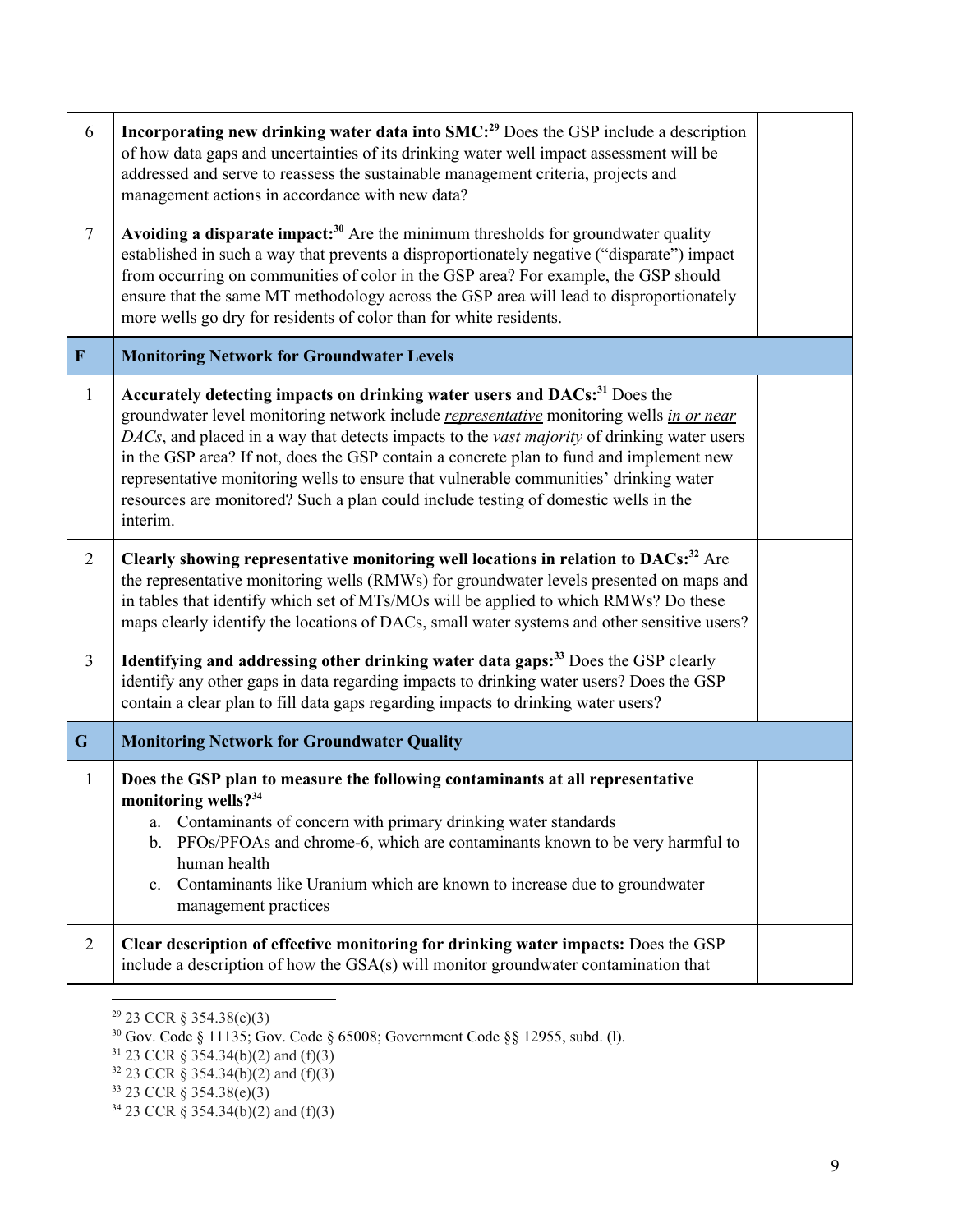| | | |
|---|---|---|
| 6 | **Incorporating new drinking water data into SMC:**[29] Does the GSP include a description of how data gaps and uncertainties of its drinking water well impact assessment will be addressed and serve to reassess the sustainable management criteria, projects and management actions in accordance with new data? | |
| 7 | **Avoiding a disparate impact:**[30] Are the minimum thresholds for groundwater quality established in such a way that prevents a disproportionately negative ("disparate") impact from occurring on communities of color in the GSP area? For example, the GSP should ensure that the same MT methodology across the GSP area will lead to disproportionately more wells go dry for residents of color than for white residents. | |
| **F** | **Monitoring Network for Groundwater Levels** | |
| 1 | **Accurately detecting impacts on drinking water users and DACs:**[31] Does the groundwater level monitoring network include ***representative*** monitoring wells ***in or near DACs***, and placed in a way that detects impacts to the ***vast majority*** of drinking water users in the GSP area? If not, does the GSP contain a concrete plan to fund and implement new representative monitoring wells to ensure that vulnerable communities' drinking water resources are monitored? Such a plan could include testing of domestic wells in the interim. | |
| 2 | **Clearly showing representative monitoring well locations in relation to DACs:**[32] Are the representative monitoring wells (RMWs) for groundwater levels presented on maps and in tables that identify which set of MTs/MOs will be applied to which RMWs? Do these maps clearly identify the locations of DACs, small water systems and other sensitive users? | |
| 3 | **Identifying and addressing other drinking water data gaps:**[33] Does the GSP clearly identify any other gaps in data regarding impacts to drinking water users? Does the GSP contain a clear plan to fill data gaps regarding impacts to drinking water users? | |
| **G** | **Monitoring Network for Groundwater Quality** | |
| 1 | **Does the GSP plan to measure the following contaminants at all representative monitoring wells?**[34]<br>a. Contaminants of concern with primary drinking water standards<br>b. PFOs/PFOAs and chrome-6, which are contaminants known to be very harmful to human health<br>c. Contaminants like Uranium which are known to increase due to groundwater management practices | |
| 2 | **Clear description of effective monitoring for drinking water impacts:** Does the GSP include a description of how the GSA(s) will monitor groundwater contamination that | |

[29] 23 CCR § 354.38(e)(3)

[30] Gov. Code § 11135; Gov. Code § 65008; Government Code §§ 12955, subd. (l).

[31] 23 CCR § 354.34(b)(2) and (f)(3)

[32] 23 CCR § 354.34(b)(2) and (f)(3)

[33] 23 CCR § 354.38(e)(3)

[34] 23 CCR § 354.34(b)(2) and (f)(3)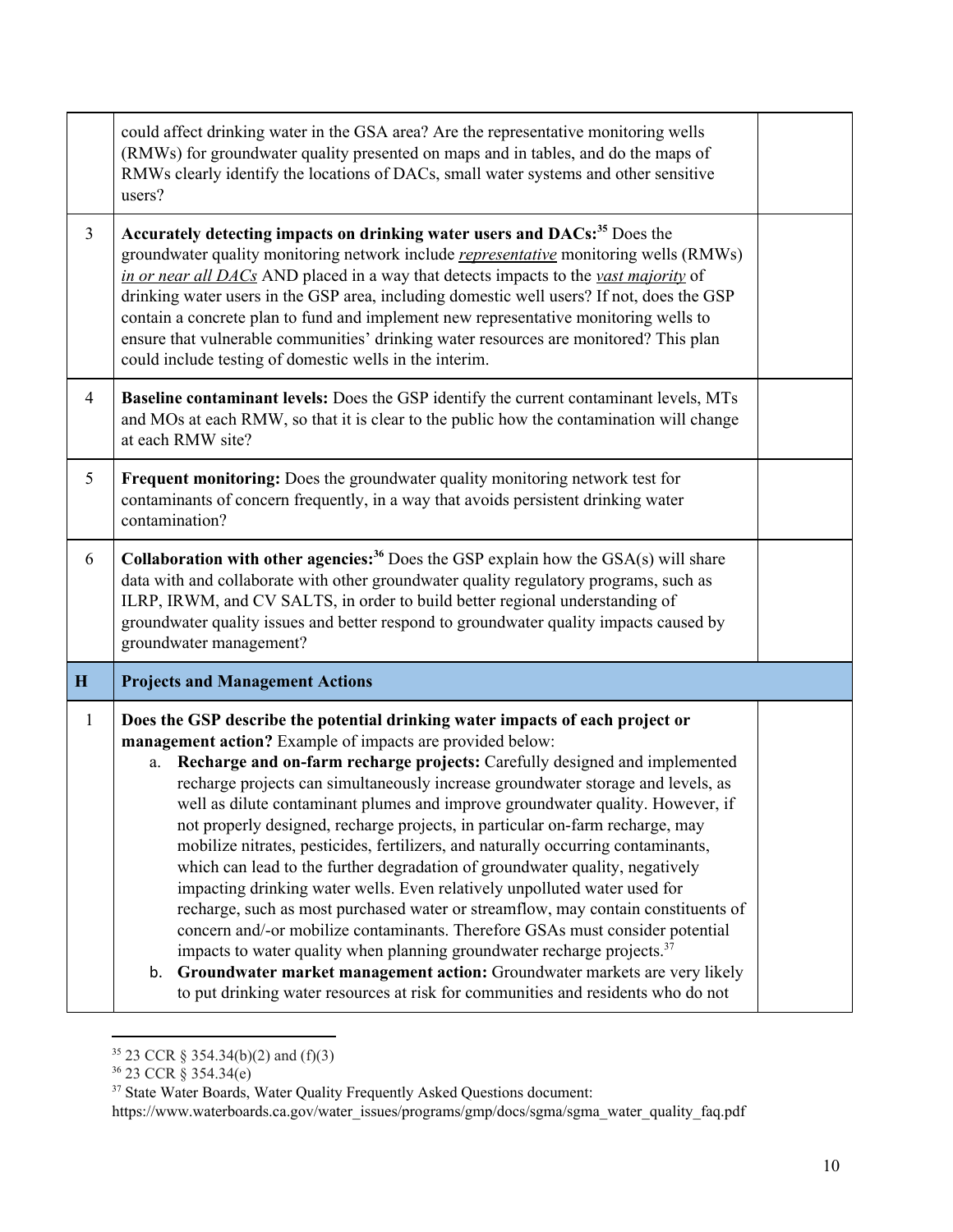| | | |
|---|---|---|
| | could affect drinking water in the GSA area? Are the representative monitoring wells (RMWs) for groundwater quality presented on maps and in tables, and do the maps of RMWs clearly identify the locations of DACs, small water systems and other sensitive users? | |
| 3 | **Accurately detecting impacts on drinking water users and DACs:**[35] Does the groundwater quality monitoring network include ***representative*** monitoring wells (RMWs) ***in or near all DACs*** AND placed in a way that detects impacts to the ***vast majority*** of drinking water users in the GSP area, including domestic well users? If not, does the GSP contain a concrete plan to fund and implement new representative monitoring wells to ensure that vulnerable communities' drinking water resources are monitored? This plan could include testing of domestic wells in the interim. | |
| 4 | **Baseline contaminant levels:** Does the GSP identify the current contaminant levels, MTs and MOs at each RMW, so that it is clear to the public how the contamination will change at each RMW site? | |
| 5 | **Frequent monitoring:** Does the groundwater quality monitoring network test for contaminants of concern frequently, in a way that avoids persistent drinking water contamination? | |
| 6 | **Collaboration with other agencies:**[36] Does the GSP explain how the GSA(s) will share data with and collaborate with other groundwater quality regulatory programs, such as ILRP, IRWM, and CV SALTS, in order to build better regional understanding of groundwater quality issues and better respond to groundwater quality impacts caused by groundwater management? | |
| **H** | **Projects and Management Actions** | |
| 1 | **Does the GSP describe the potential drinking water impacts of each project or management action?** Example of impacts are provided below:<br>a. **Recharge and on-farm recharge projects:** Carefully designed and implemented recharge projects can simultaneously increase groundwater storage and levels, as well as dilute contaminant plumes and improve groundwater quality. However, if not properly designed, recharge projects, in particular on-farm recharge, may mobilize nitrates, pesticides, fertilizers, and naturally occurring contaminants, which can lead to the further degradation of groundwater quality, negatively impacting drinking water wells. Even relatively unpolluted water used for recharge, such as most purchased water or streamflow, may contain constituents of concern and/-or mobilize contaminants. Therefore GSAs must consider potential impacts to water quality when planning groundwater recharge projects.[37]<br>b. **Groundwater market management action:** Groundwater markets are very likely to put drinking water resources at risk for communities and residents who do not | |

[35] 23 CCR § 354.34(b)(2) and (f)(3)

[36] 23 CCR § 354.34(e)

[37] State Water Boards, Water Quality Frequently Asked Questions document: https://www.waterboards.ca.gov/water_issues/programs/gmp/docs/sgma/sgma_water_quality_faq.pdf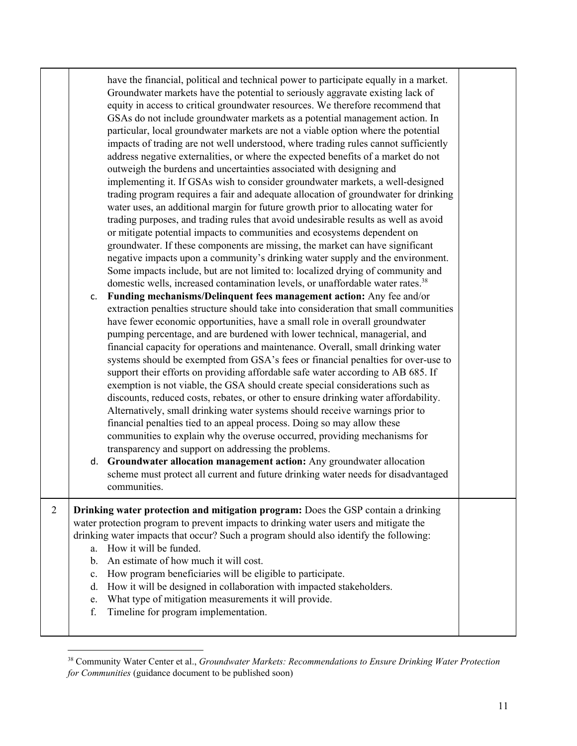| | | |
|---|---|---|
| | have the financial, political and technical power to participate equally in a market. Groundwater markets have the potential to seriously aggravate existing lack of equity in access to critical groundwater resources. We therefore recommend that GSAs do not include groundwater markets as a potential management action. In particular, local groundwater markets are not a viable option where the potential impacts of trading are not well understood, where trading rules cannot sufficiently address negative externalities, or where the expected benefits of a market do not outweigh the burdens and uncertainties associated with designing and implementing it. If GSAs wish to consider groundwater markets, a well-designed trading program requires a fair and adequate allocation of groundwater for drinking water uses, an additional margin for future growth prior to allocating water for trading purposes, and trading rules that avoid undesirable results as well as avoid or mitigate potential impacts to communities and ecosystems dependent on groundwater. If these components are missing, the market can have significant negative impacts upon a community's drinking water supply and the environment. Some impacts include, but are not limited to: localized drying of community and domestic wells, increased contamination levels, or unaffordable water rates.[38]<br>c. **Funding mechanisms/Delinquent fees management action:** Any fee and/or extraction penalties structure should take into consideration that small communities have fewer economic opportunities, have a small role in overall groundwater pumping percentage, and are burdened with lower technical, managerial, and financial capacity for operations and maintenance. Overall, small drinking water systems should be exempted from GSA's fees or financial penalties for over-use to support their efforts on providing affordable safe water according to AB 685. If exemption is not viable, the GSA should create special considerations such as discounts, reduced costs, rebates, or other to ensure drinking water affordability. Alternatively, small drinking water systems should receive warnings prior to financial penalties tied to an appeal process. Doing so may allow these communities to explain why the overuse occurred, providing mechanisms for transparency and support on addressing the problems.<br>d. **Groundwater allocation management action:** Any groundwater allocation scheme must protect all current and future drinking water needs for disadvantaged communities. | |
| 2 | **Drinking water protection and mitigation program:** Does the GSP contain a drinking water protection program to prevent impacts to drinking water users and mitigate the drinking water impacts that occur? Such a program should also identify the following:<br>a. How it will be funded.<br>b. An estimate of how much it will cost.<br>c. How program beneficiaries will be eligible to participate.<br>d. How it will be designed in collaboration with impacted stakeholders.<br>e. What type of mitigation measurements it will provide.<br>f. Timeline for program implementation. | |

[38] Community Water Center et al., *Groundwater Markets: Recommendations to Ensure Drinking Water Protection for Communities* (guidance document to be published soon)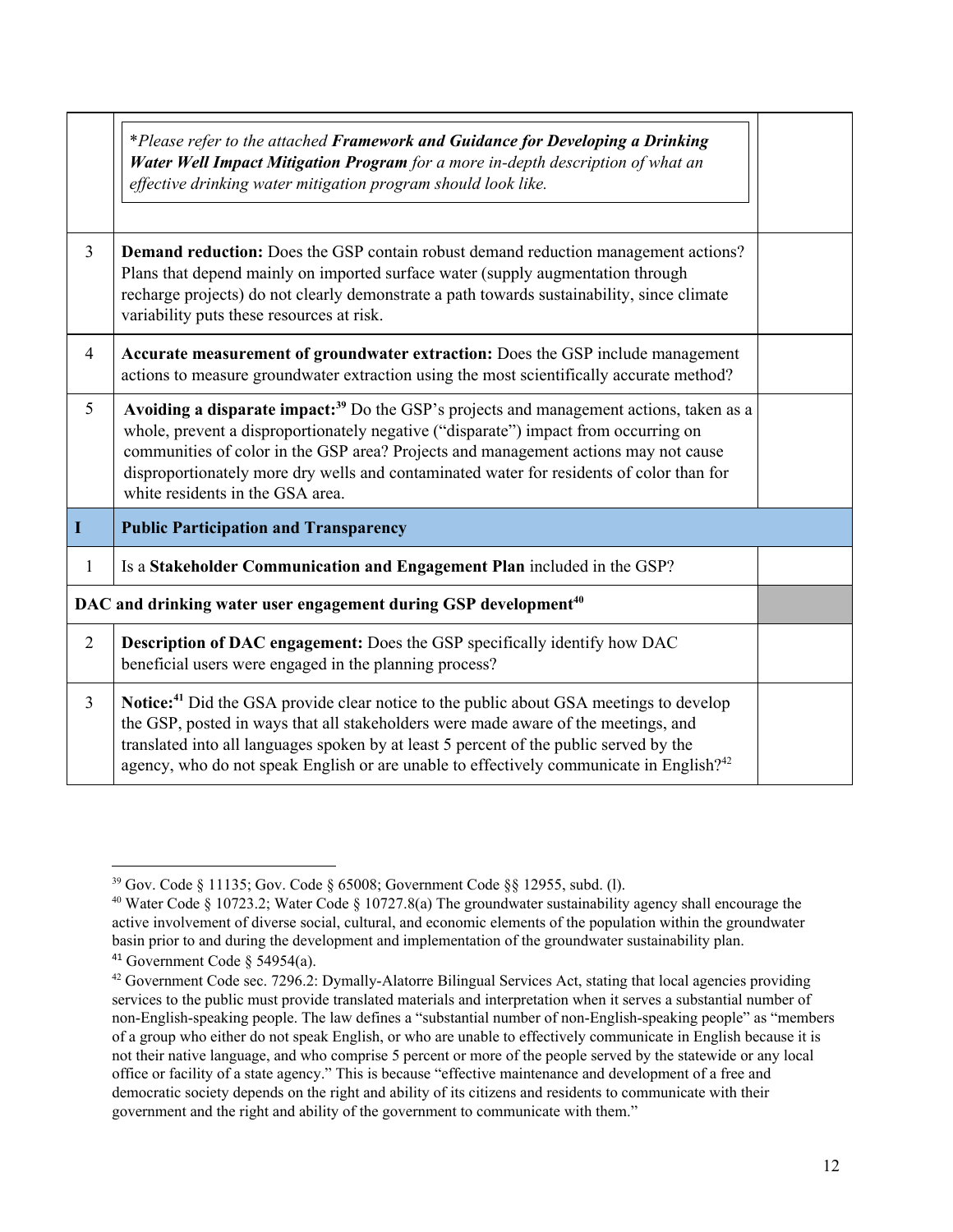| | | |
|---|---|---|
| | **Please refer to the attached **Framework and Guidance for Developing a Drinking Water Well Impact Mitigation Program** for a more in-depth description of what an effective drinking water mitigation program should look like.* | |
| 3 | **Demand reduction:** Does the GSP contain robust demand reduction management actions? Plans that depend mainly on imported surface water (supply augmentation through recharge projects) do not clearly demonstrate a path towards sustainability, since climate variability puts these resources at risk. | |
| 4 | **Accurate measurement of groundwater extraction:** Does the GSP include management actions to measure groundwater extraction using the most scientifically accurate method? | |
| 5 | **Avoiding a disparate impact:**[39] Do the GSP's projects and management actions, taken as a whole, prevent a disproportionately negative ("disparate") impact from occurring on communities of color in the GSP area? Projects and management actions may not cause disproportionately more dry wells and contaminated water for residents of color than for white residents in the GSA area. | |
| **I** | **Public Participation and Transparency** | |
| 1 | Is a **Stakeholder Communication and Engagement Plan** included in the GSP? | |
| **DAC and drinking water user engagement during GSP development**[40] | | |
| 2 | **Description of DAC engagement:** Does the GSP specifically identify how DAC beneficial users were engaged in the planning process? | |
| 3 | **Notice:**[41] Did the GSA provide clear notice to the public about GSA meetings to develop the GSP, posted in ways that all stakeholders were made aware of the meetings, and translated into all languages spoken by at least 5 percent of the public served by the agency, who do not speak English or are unable to effectively communicate in English?[42] | |

[39] Gov. Code § 11135; Gov. Code § 65008; Government Code §§ 12955, subd. (l).

[40] Water Code § 10723.2; Water Code § 10727.8(a) The groundwater sustainability agency shall encourage the active involvement of diverse social, cultural, and economic elements of the population within the groundwater basin prior to and during the development and implementation of the groundwater sustainability plan.

[41] Government Code § 54954(a).

[42] Government Code sec. 7296.2: Dymally-Alatorre Bilingual Services Act, stating that local agencies providing services to the public must provide translated materials and interpretation when it serves a substantial number of non-English-speaking people. The law defines a "substantial number of non-English-speaking people" as "members of a group who either do not speak English, or who are unable to effectively communicate in English because it is not their native language, and who comprise 5 percent or more of the people served by the statewide or any local office or facility of a state agency." This is because "effective maintenance and development of a free and democratic society depends on the right and ability of its citizens and residents to communicate with their government and the right and ability of the government to communicate with them."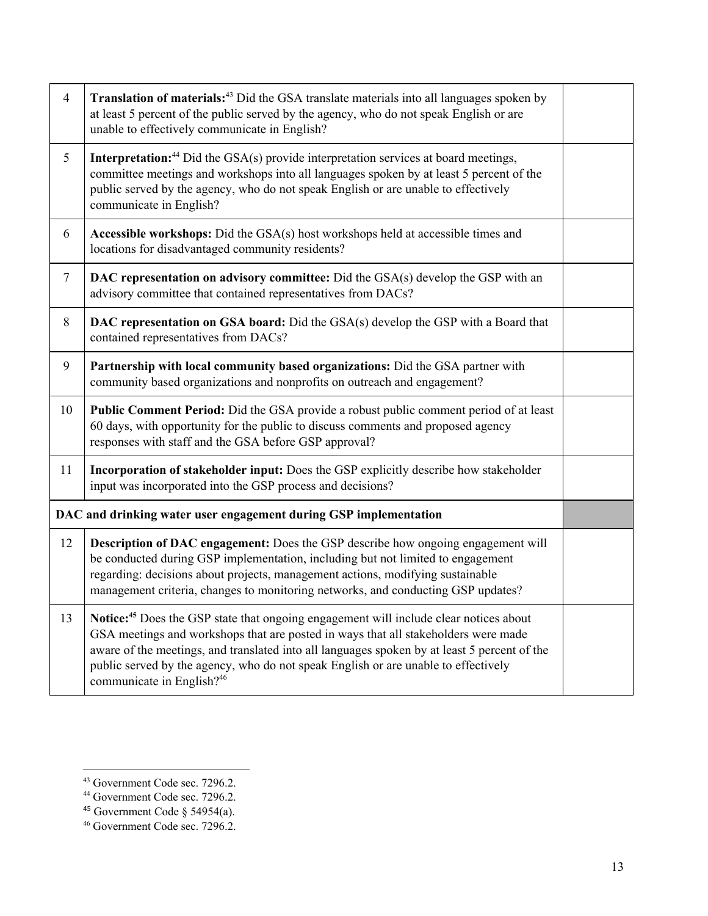| | | |
|---|---|---|
| 4 | **Translation of materials:**[43] Did the GSA translate materials into all languages spoken by at least 5 percent of the public served by the agency, who do not speak English or are unable to effectively communicate in English? | |
| 5 | **Interpretation:**[44] Did the GSA(s) provide interpretation services at board meetings, committee meetings and workshops into all languages spoken by at least 5 percent of the public served by the agency, who do not speak English or are unable to effectively communicate in English? | |
| 6 | **Accessible workshops:** Did the GSA(s) host workshops held at accessible times and locations for disadvantaged community residents? | |
| 7 | **DAC representation on advisory committee:** Did the GSA(s) develop the GSP with an advisory committee that contained representatives from DACs? | |
| 8 | **DAC representation on GSA board:** Did the GSA(s) develop the GSP with a Board that contained representatives from DACs? | |
| 9 | **Partnership with local community based organizations:** Did the GSA partner with community based organizations and nonprofits on outreach and engagement? | |
| 10 | **Public Comment Period:** Did the GSA provide a robust public comment period of at least 60 days, with opportunity for the public to discuss comments and proposed agency responses with staff and the GSA before GSP approval? | |
| 11 | **Incorporation of stakeholder input:** Does the GSP explicitly describe how stakeholder input was incorporated into the GSP process and decisions? | |
| **DAC and drinking water user engagement during GSP implementation** | | |
| 12 | **Description of DAC engagement:** Does the GSP describe how ongoing engagement will be conducted during GSP implementation, including but not limited to engagement regarding: decisions about projects, management actions, modifying sustainable management criteria, changes to monitoring networks, and conducting GSP updates? | |
| 13 | **Notice:**[45] Does the GSP state that ongoing engagement will include clear notices about GSA meetings and workshops that are posted in ways that all stakeholders were made aware of the meetings, and translated into all languages spoken by at least 5 percent of the public served by the agency, who do not speak English or are unable to effectively communicate in English?[46] | |

[43] Government Code sec. 7296.2.
[44] Government Code sec. 7296.2.
[45] Government Code § 54954(a).
[46] Government Code sec. 7296.2.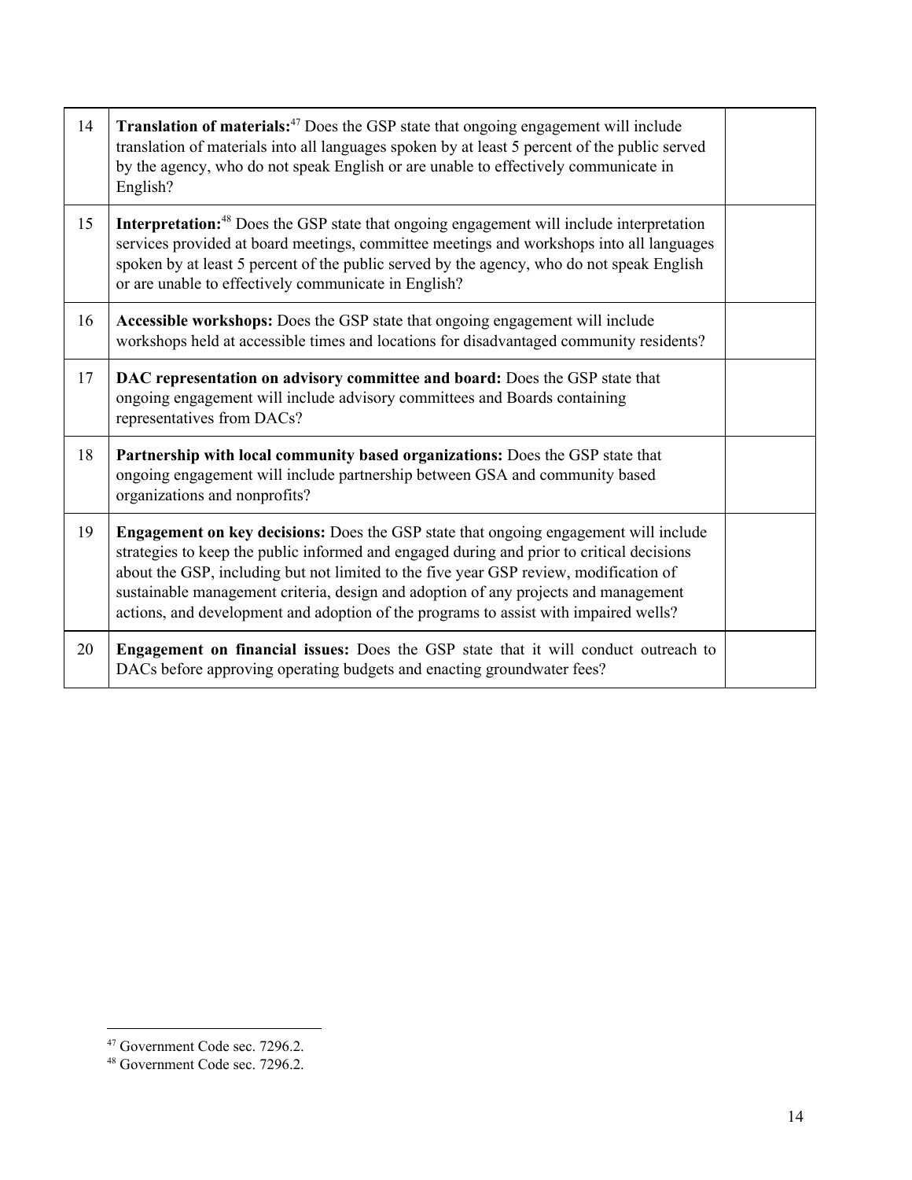| | | |
|---|---|---|
| 14 | **Translation of materials:**[47] Does the GSP state that ongoing engagement will include translation of materials into all languages spoken by at least 5 percent of the public served by the agency, who do not speak English or are unable to effectively communicate in English? | |
| 15 | **Interpretation:**[48] Does the GSP state that ongoing engagement will include interpretation services provided at board meetings, committee meetings and workshops into all languages spoken by at least 5 percent of the public served by the agency, who do not speak English or are unable to effectively communicate in English? | |
| 16 | **Accessible workshops:** Does the GSP state that ongoing engagement will include workshops held at accessible times and locations for disadvantaged community residents? | |
| 17 | **DAC representation on advisory committee and board:** Does the GSP state that ongoing engagement will include advisory committees and Boards containing representatives from DACs? | |
| 18 | **Partnership with local community based organizations:** Does the GSP state that ongoing engagement will include partnership between GSA and community based organizations and nonprofits? | |
| 19 | **Engagement on key decisions:** Does the GSP state that ongoing engagement will include strategies to keep the public informed and engaged during and prior to critical decisions about the GSP, including but not limited to the five year GSP review, modification of sustainable management criteria, design and adoption of any projects and management actions, and development and adoption of the programs to assist with impaired wells? | |
| 20 | **Engagement on financial issues:** Does the GSP state that it will conduct outreach to DACs before approving operating budgets and enacting groundwater fees? | |

[47] Government Code sec. 7296.2.

[48] Government Code sec. 7296.2.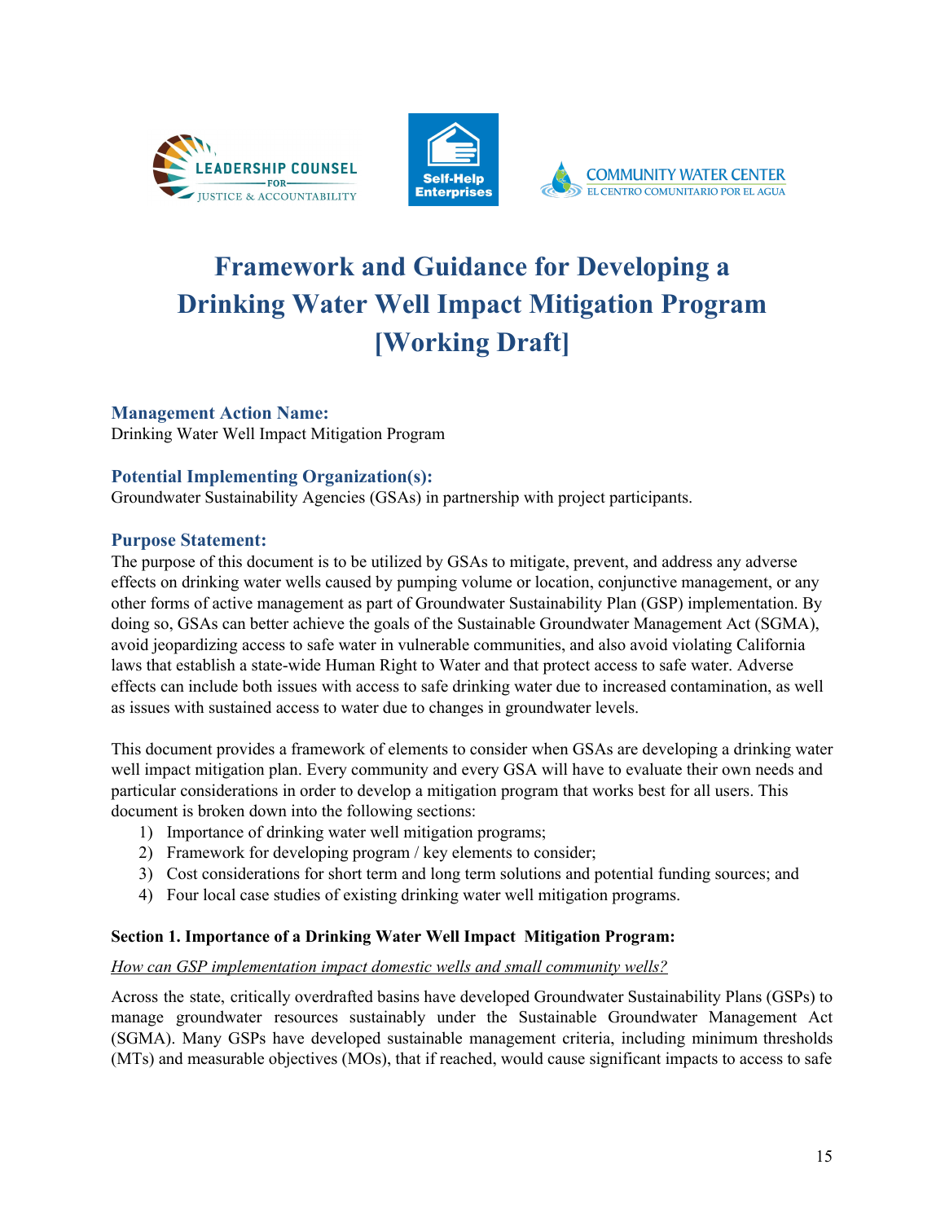# Framework and Guidance for Developing a Drinking Water Well Impact Mitigation Program [Working Draft]

### Management Action Name:

Drinking Water Well Impact Mitigation Program

### Potential Implementing Organization(s):

Groundwater Sustainability Agencies (GSAs) in partnership with project participants.

### Purpose Statement:

The purpose of this document is to be utilized by GSAs to mitigate, prevent, and address any adverse effects on drinking water wells caused by pumping volume or location, conjunctive management, or any other forms of active management as part of Groundwater Sustainability Plan (GSP) implementation. By doing so, GSAs can better achieve the goals of the Sustainable Groundwater Management Act (SGMA), avoid jeopardizing access to safe water in vulnerable communities, and also avoid violating California laws that establish a state-wide Human Right to Water and that protect access to safe water. Adverse effects can include both issues with access to safe drinking water due to increased contamination, as well as issues with sustained access to water due to changes in groundwater levels.

This document provides a framework of elements to consider when GSAs are developing a drinking water well impact mitigation plan. Every community and every GSA will have to evaluate their own needs and particular considerations in order to develop a mitigation program that works best for all users. This document is broken down into the following sections:

1) Importance of drinking water well mitigation programs;
2) Framework for developing program / key elements to consider;
3) Cost considerations for short term and long term solutions and potential funding sources; and
4) Four local case studies of existing drinking water well mitigation programs.

**Section 1. Importance of a Drinking Water Well Impact Mitigation Program:**

*How can GSP implementation impact domestic wells and small community wells?*

Across the state, critically overdrafted basins have developed Groundwater Sustainability Plans (GSPs) to manage groundwater resources sustainably under the Sustainable Groundwater Management Act (SGMA). Many GSPs have developed sustainable management criteria, including minimum thresholds (MTs) and measurable objectives (MOs), that if reached, would cause significant impacts to access to safe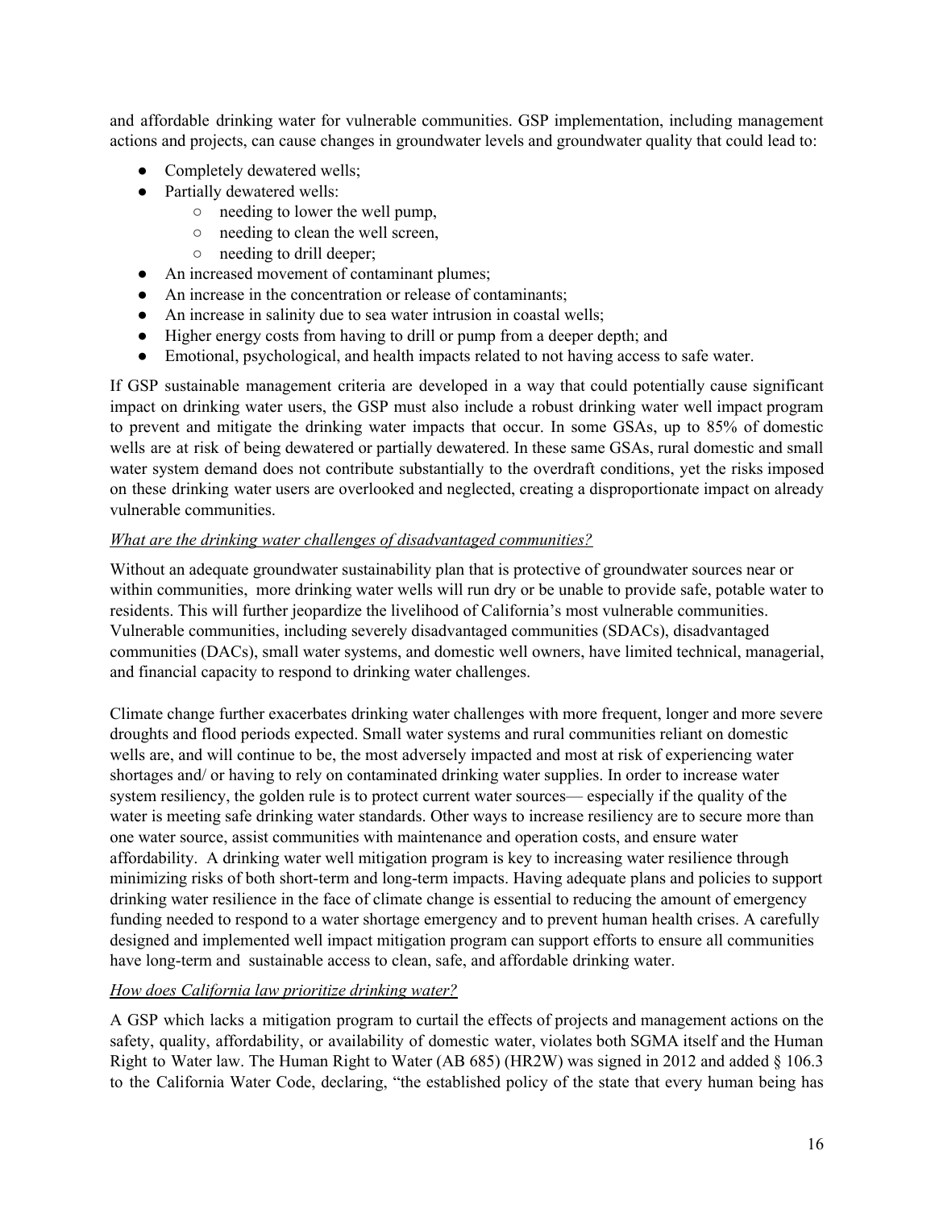and affordable drinking water for vulnerable communities. GSP implementation, including management actions and projects, can cause changes in groundwater levels and groundwater quality that could lead to:

- Completely dewatered wells;
- Partially dewatered wells:
    - needing to lower the well pump,
    - needing to clean the well screen,
    - needing to drill deeper;
- An increased movement of contaminant plumes;
- An increase in the concentration or release of contaminants;
- An increase in salinity due to sea water intrusion in coastal wells;
- Higher energy costs from having to drill or pump from a deeper depth; and
- Emotional, psychological, and health impacts related to not having access to safe water.

If GSP sustainable management criteria are developed in a way that could potentially cause significant impact on drinking water users, the GSP must also include a robust drinking water well impact program to prevent and mitigate the drinking water impacts that occur. In some GSAs, up to 85% of domestic wells are at risk of being dewatered or partially dewatered. In these same GSAs, rural domestic and small water system demand does not contribute substantially to the overdraft conditions, yet the risks imposed on these drinking water users are overlooked and neglected, creating a disproportionate impact on already vulnerable communities.

*What are the drinking water challenges of disadvantaged communities?*

Without an adequate groundwater sustainability plan that is protective of groundwater sources near or within communities, more drinking water wells will run dry or be unable to provide safe, potable water to residents. This will further jeopardize the livelihood of California's most vulnerable communities. Vulnerable communities, including severely disadvantaged communities (SDACs), disadvantaged communities (DACs), small water systems, and domestic well owners, have limited technical, managerial, and financial capacity to respond to drinking water challenges.

Climate change further exacerbates drinking water challenges with more frequent, longer and more severe droughts and flood periods expected. Small water systems and rural communities reliant on domestic wells are, and will continue to be, the most adversely impacted and most at risk of experiencing water shortages and/ or having to rely on contaminated drinking water supplies. In order to increase water system resiliency, the golden rule is to protect current water sources— especially if the quality of the water is meeting safe drinking water standards. Other ways to increase resiliency are to secure more than one water source, assist communities with maintenance and operation costs, and ensure water affordability. A drinking water well mitigation program is key to increasing water resilience through minimizing risks of both short-term and long-term impacts. Having adequate plans and policies to support drinking water resilience in the face of climate change is essential to reducing the amount of emergency funding needed to respond to a water shortage emergency and to prevent human health crises. A carefully designed and implemented well impact mitigation program can support efforts to ensure all communities have long-term and sustainable access to clean, safe, and affordable drinking water.

*How does California law prioritize drinking water?*

A GSP which lacks a mitigation program to curtail the effects of projects and management actions on the safety, quality, affordability, or availability of domestic water, violates both SGMA itself and the Human Right to Water law. The Human Right to Water (AB 685) (HR2W) was signed in 2012 and added § 106.3 to the California Water Code, declaring, "the established policy of the state that every human being has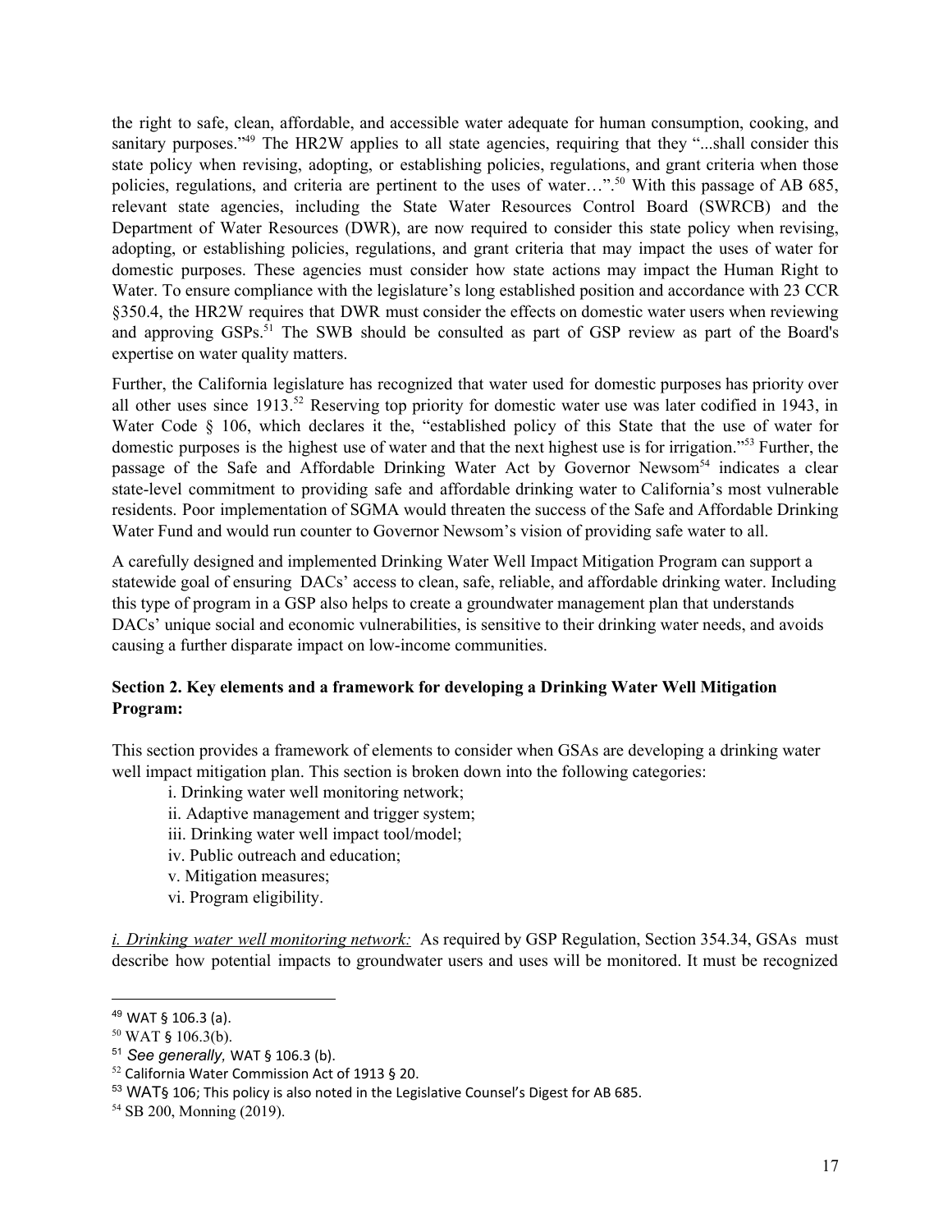the right to safe, clean, affordable, and accessible water adequate for human consumption, cooking, and sanitary purposes."[49] The HR2W applies to all state agencies, requiring that they "...shall consider this state policy when revising, adopting, or establishing policies, regulations, and grant criteria when those policies, regulations, and criteria are pertinent to the uses of water…".[50] With this passage of AB 685, relevant state agencies, including the State Water Resources Control Board (SWRCB) and the Department of Water Resources (DWR), are now required to consider this state policy when revising, adopting, or establishing policies, regulations, and grant criteria that may impact the uses of water for domestic purposes. These agencies must consider how state actions may impact the Human Right to Water. To ensure compliance with the legislature's long established position and accordance with 23 CCR §350.4, the HR2W requires that DWR must consider the effects on domestic water users when reviewing and approving GSPs.[51] The SWB should be consulted as part of GSP review as part of the Board's expertise on water quality matters.

Further, the California legislature has recognized that water used for domestic purposes has priority over all other uses since 1913.[52] Reserving top priority for domestic water use was later codified in 1943, in Water Code § 106, which declares it the, "established policy of this State that the use of water for domestic purposes is the highest use of water and that the next highest use is for irrigation."[53] Further, the passage of the Safe and Affordable Drinking Water Act by Governor Newsom[54] indicates a clear state-level commitment to providing safe and affordable drinking water to California's most vulnerable residents. Poor implementation of SGMA would threaten the success of the Safe and Affordable Drinking Water Fund and would run counter to Governor Newsom's vision of providing safe water to all.

A carefully designed and implemented Drinking Water Well Impact Mitigation Program can support a statewide goal of ensuring DACs' access to clean, safe, reliable, and affordable drinking water. Including this type of program in a GSP also helps to create a groundwater management plan that understands DACs' unique social and economic vulnerabilities, is sensitive to their drinking water needs, and avoids causing a further disparate impact on low-income communities.

**Section 2. Key elements and a framework for developing a Drinking Water Well Mitigation Program:**

This section provides a framework of elements to consider when GSAs are developing a drinking water well impact mitigation plan. This section is broken down into the following categories:

i. Drinking water well monitoring network;
ii. Adaptive management and trigger system;
iii. Drinking water well impact tool/model;
iv. Public outreach and education;
v. Mitigation measures;
vi. Program eligibility.

*i. Drinking water well monitoring network:* As required by GSP Regulation, Section 354.34, GSAs must describe how potential impacts to groundwater users and uses will be monitored. It must be recognized

---

[49] WAT § 106.3 (a).
[50] WAT § 106.3(b).
[51] *See generally,* WAT § 106.3 (b).
[52] California Water Commission Act of 1913 § 20.
[53] WAT§ 106; This policy is also noted in the Legislative Counsel's Digest for AB 685.
[54] SB 200, Monning (2019).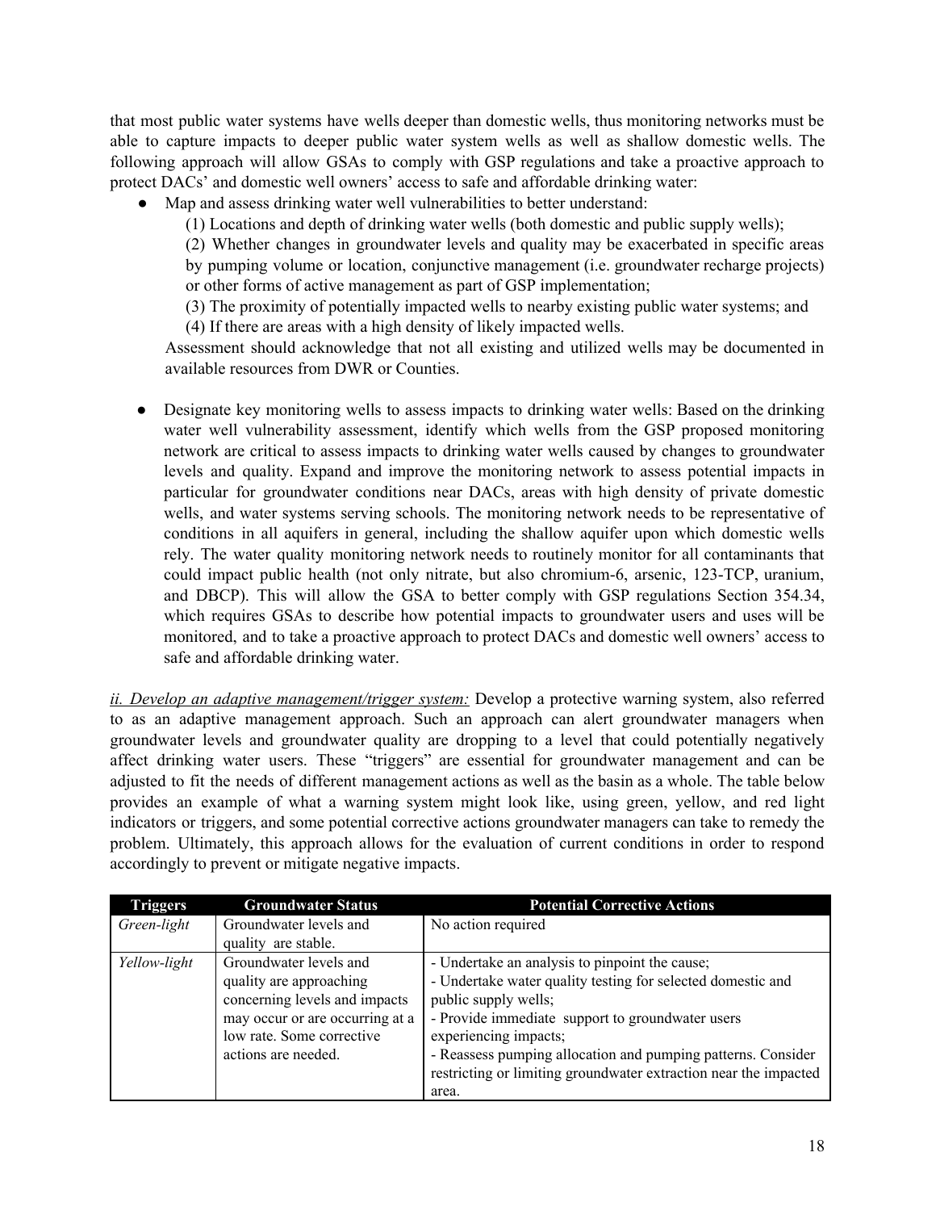that most public water systems have wells deeper than domestic wells, thus monitoring networks must be able to capture impacts to deeper public water system wells as well as shallow domestic wells. The following approach will allow GSAs to comply with GSP regulations and take a proactive approach to protect DACs' and domestic well owners' access to safe and affordable drinking water:

- Map and assess drinking water well vulnerabilities to better understand:
  
  (1) Locations and depth of drinking water wells (both domestic and public supply wells);
  
  (2) Whether changes in groundwater levels and quality may be exacerbated in specific areas by pumping volume or location, conjunctive management (i.e. groundwater recharge projects) or other forms of active management as part of GSP implementation;
  
  (3) The proximity of potentially impacted wells to nearby existing public water systems; and
  
  (4) If there are areas with a high density of likely impacted wells.
  
  Assessment should acknowledge that not all existing and utilized wells may be documented in available resources from DWR or Counties.

- Designate key monitoring wells to assess impacts to drinking water wells: Based on the drinking water well vulnerability assessment, identify which wells from the GSP proposed monitoring network are critical to assess impacts to drinking water wells caused by changes to groundwater levels and quality. Expand and improve the monitoring network to assess potential impacts in particular for groundwater conditions near DACs, areas with high density of private domestic wells, and water systems serving schools. The monitoring network needs to be representative of conditions in all aquifers in general, including the shallow aquifer upon which domestic wells rely. The water quality monitoring network needs to routinely monitor for all contaminants that could impact public health (not only nitrate, but also chromium-6, arsenic, 123-TCP, uranium, and DBCP). This will allow the GSA to better comply with GSP regulations Section 354.34, which requires GSAs to describe how potential impacts to groundwater users and uses will be monitored, and to take a proactive approach to protect DACs and domestic well owners' access to safe and affordable drinking water.

*ii. Develop an adaptive management/trigger system:* Develop a protective warning system, also referred to as an adaptive management approach. Such an approach can alert groundwater managers when groundwater levels and groundwater quality are dropping to a level that could potentially negatively affect drinking water users. These "triggers" are essential for groundwater management and can be adjusted to fit the needs of different management actions as well as the basin as a whole. The table below provides an example of what a warning system might look like, using green, yellow, and red light indicators or triggers, and some potential corrective actions groundwater managers can take to remedy the problem. Ultimately, this approach allows for the evaluation of current conditions in order to respond accordingly to prevent or mitigate negative impacts.

| Triggers | Groundwater Status | Potential Corrective Actions |
|---|---|---|
| *Green-light* | Groundwater levels and quality are stable. | No action required |
| *Yellow-light* | Groundwater levels and quality are approaching concerning levels and impacts may occur or are occurring at a low rate. Some corrective actions are needed. | - Undertake an analysis to pinpoint the cause;<br>- Undertake water quality testing for selected domestic and public supply wells;<br>- Provide immediate support to groundwater users experiencing impacts;<br>- Reassess pumping allocation and pumping patterns. Consider restricting or limiting groundwater extraction near the impacted area. |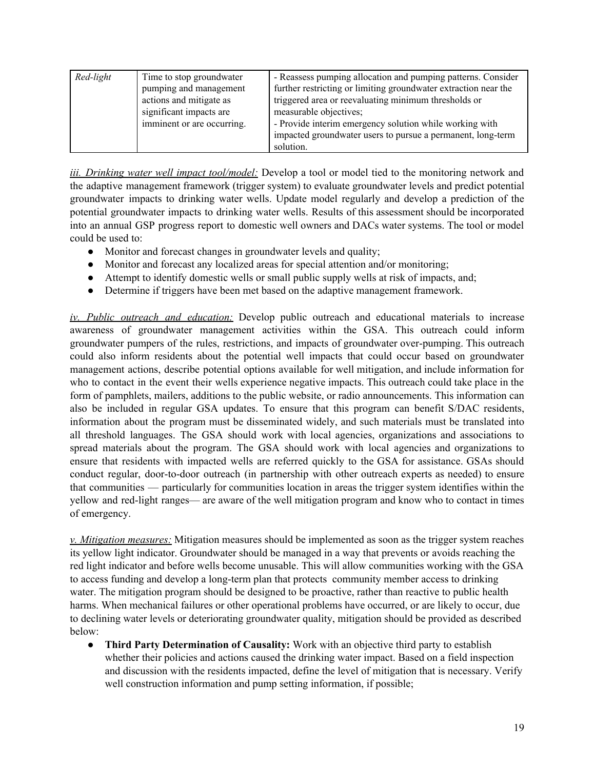| *Red-light* | Time to stop groundwater pumping and management actions and mitigate as significant impacts are imminent or are occurring. | - Reassess pumping allocation and pumping patterns. Consider further restricting or limiting groundwater extraction near the triggered area or reevaluating minimum thresholds or measurable objectives;<br>- Provide interim emergency solution while working with impacted groundwater users to pursue a permanent, long-term solution. |
|---|---|---|

*iii. Drinking water well impact tool/model:* Develop a tool or model tied to the monitoring network and the adaptive management framework (trigger system) to evaluate groundwater levels and predict potential groundwater impacts to drinking water wells. Update model regularly and develop a prediction of the potential groundwater impacts to drinking water wells. Results of this assessment should be incorporated into an annual GSP progress report to domestic well owners and DACs water systems. The tool or model could be used to:

- Monitor and forecast changes in groundwater levels and quality;
- Monitor and forecast any localized areas for special attention and/or monitoring;
- Attempt to identify domestic wells or small public supply wells at risk of impacts, and;
- Determine if triggers have been met based on the adaptive management framework.

*iv. Public outreach and education:* Develop public outreach and educational materials to increase awareness of groundwater management activities within the GSA. This outreach could inform groundwater pumpers of the rules, restrictions, and impacts of groundwater over-pumping. This outreach could also inform residents about the potential well impacts that could occur based on groundwater management actions, describe potential options available for well mitigation, and include information for who to contact in the event their wells experience negative impacts. This outreach could take place in the form of pamphlets, mailers, additions to the public website, or radio announcements. This information can also be included in regular GSA updates. To ensure that this program can benefit S/DAC residents, information about the program must be disseminated widely, and such materials must be translated into all threshold languages. The GSA should work with local agencies, organizations and associations to spread materials about the program. The GSA should work with local agencies and organizations to ensure that residents with impacted wells are referred quickly to the GSA for assistance. GSAs should conduct regular, door-to-door outreach (in partnership with other outreach experts as needed) to ensure that communities — particularly for communities location in areas the trigger system identifies within the yellow and red-light ranges— are aware of the well mitigation program and know who to contact in times of emergency.

*v. Mitigation measures:* Mitigation measures should be implemented as soon as the trigger system reaches its yellow light indicator. Groundwater should be managed in a way that prevents or avoids reaching the red light indicator and before wells become unusable. This will allow communities working with the GSA to access funding and develop a long-term plan that protects community member access to drinking water. The mitigation program should be designed to be proactive, rather than reactive to public health harms. When mechanical failures or other operational problems have occurred, or are likely to occur, due to declining water levels or deteriorating groundwater quality, mitigation should be provided as described below:

- **Third Party Determination of Causality:** Work with an objective third party to establish whether their policies and actions caused the drinking water impact. Based on a field inspection and discussion with the residents impacted, define the level of mitigation that is necessary. Verify well construction information and pump setting information, if possible;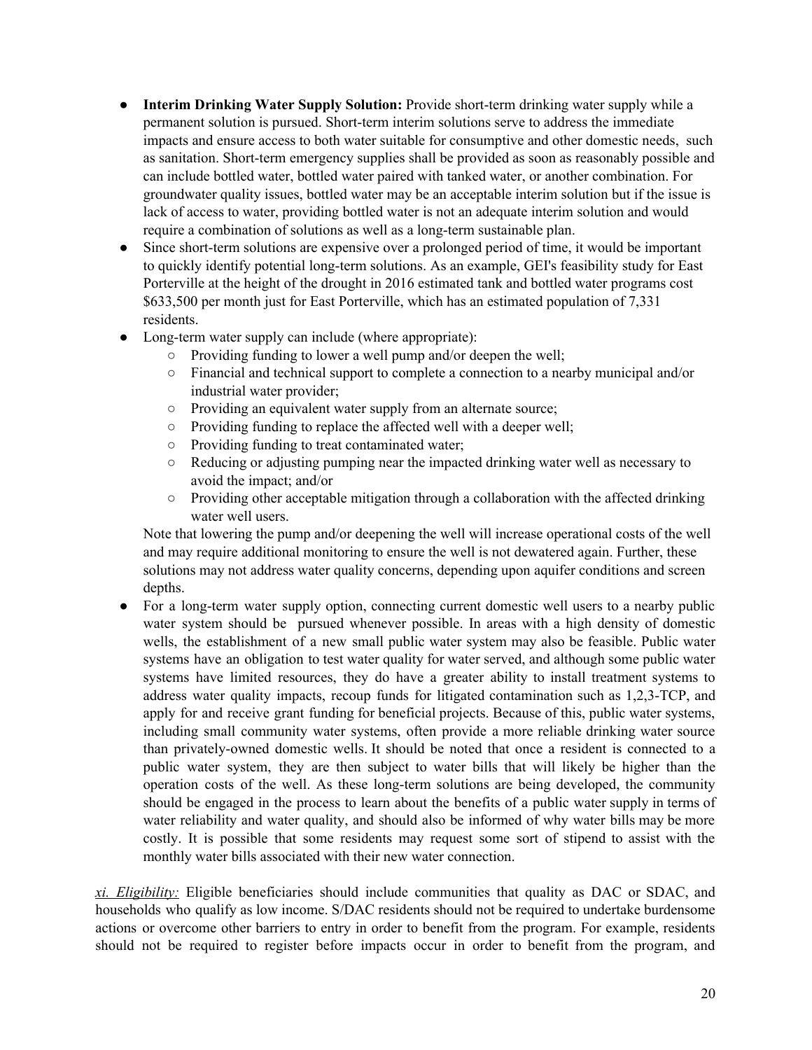- **Interim Drinking Water Supply Solution:** Provide short-term drinking water supply while a permanent solution is pursued. Short-term interim solutions serve to address the immediate impacts and ensure access to both water suitable for consumptive and other domestic needs, such as sanitation. Short-term emergency supplies shall be provided as soon as reasonably possible and can include bottled water, bottled water paired with tanked water, or another combination. For groundwater quality issues, bottled water may be an acceptable interim solution but if the issue is lack of access to water, providing bottled water is not an adequate interim solution and would require a combination of solutions as well as a long-term sustainable plan.
- Since short-term solutions are expensive over a prolonged period of time, it would be important to quickly identify potential long-term solutions. As an example, GEI's feasibility study for East Porterville at the height of the drought in 2016 estimated tank and bottled water programs cost $633,500 per month just for East Porterville, which has an estimated population of 7,331 residents.
- Long-term water supply can include (where appropriate):
  - Providing funding to lower a well pump and/or deepen the well;
  - Financial and technical support to complete a connection to a nearby municipal and/or industrial water provider;
  - Providing an equivalent water supply from an alternate source;
  - Providing funding to replace the affected well with a deeper well;
  - Providing funding to treat contaminated water;
  - Reducing or adjusting pumping near the impacted drinking water well as necessary to avoid the impact; and/or
  - Providing other acceptable mitigation through a collaboration with the affected drinking water well users.

  Note that lowering the pump and/or deepening the well will increase operational costs of the well and may require additional monitoring to ensure the well is not dewatered again. Further, these solutions may not address water quality concerns, depending upon aquifer conditions and screen depths.
- For a long-term water supply option, connecting current domestic well users to a nearby public water system should be pursued whenever possible. In areas with a high density of domestic wells, the establishment of a new small public water system may also be feasible. Public water systems have an obligation to test water quality for water served, and although some public water systems have limited resources, they do have a greater ability to install treatment systems to address water quality impacts, recoup funds for litigated contamination such as 1,2,3-TCP, and apply for and receive grant funding for beneficial projects. Because of this, public water systems, including small community water systems, often provide a more reliable drinking water source than privately-owned domestic wells. It should be noted that once a resident is connected to a public water system, they are then subject to water bills that will likely be higher than the operation costs of the well. As these long-term solutions are being developed, the community should be engaged in the process to learn about the benefits of a public water supply in terms of water reliability and water quality, and should also be informed of why water bills may be more costly. It is possible that some residents may request some sort of stipend to assist with the monthly water bills associated with their new water connection.

*xi. Eligibility:* Eligible beneficiaries should include communities that quality as DAC or SDAC, and households who qualify as low income. S/DAC residents should not be required to undertake burdensome actions or overcome other barriers to entry in order to benefit from the program. For example, residents should not be required to register before impacts occur in order to benefit from the program, and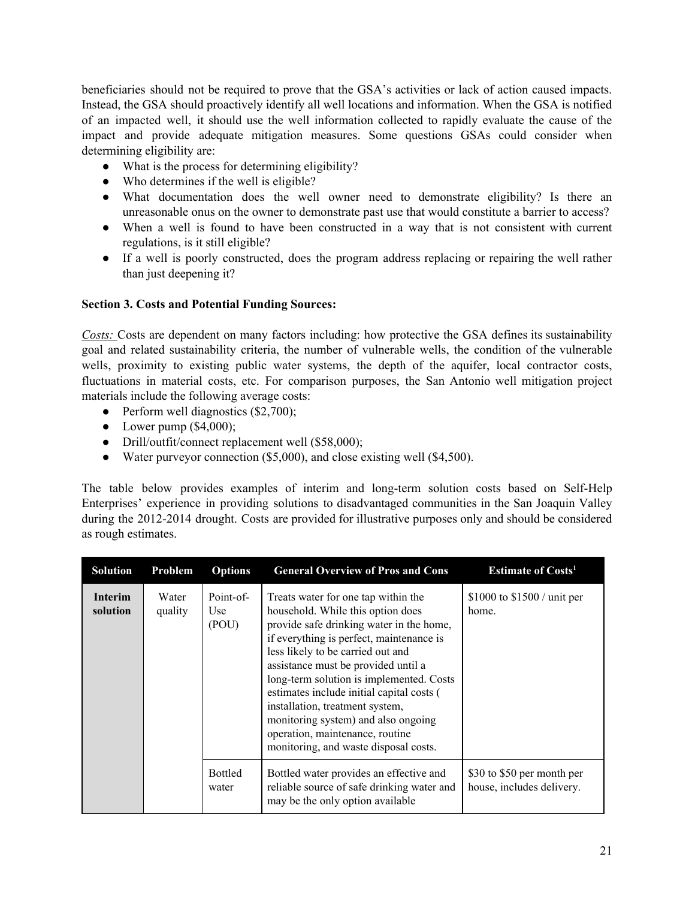beneficiaries should not be required to prove that the GSA's activities or lack of action caused impacts. Instead, the GSA should proactively identify all well locations and information. When the GSA is notified of an impacted well, it should use the well information collected to rapidly evaluate the cause of the impact and provide adequate mitigation measures. Some questions GSAs could consider when determining eligibility are:

- What is the process for determining eligibility?
- Who determines if the well is eligible?
- What documentation does the well owner need to demonstrate eligibility? Is there an unreasonable onus on the owner to demonstrate past use that would constitute a barrier to access?
- When a well is found to have been constructed in a way that is not consistent with current regulations, is it still eligible?
- If a well is poorly constructed, does the program address replacing or repairing the well rather than just deepening it?

**Section 3. Costs and Potential Funding Sources:**

*Costs:* Costs are dependent on many factors including: how protective the GSA defines its sustainability goal and related sustainability criteria, the number of vulnerable wells, the condition of the vulnerable wells, proximity to existing public water systems, the depth of the aquifer, local contractor costs, fluctuations in material costs, etc. For comparison purposes, the San Antonio well mitigation project materials include the following average costs:

- Perform well diagnostics ($2,700);
- Lower pump ($4,000);
- Drill/outfit/connect replacement well ($58,000);
- Water purveyor connection ($5,000), and close existing well ($4,500).

The table below provides examples of interim and long-term solution costs based on Self-Help Enterprises' experience in providing solutions to disadvantaged communities in the San Joaquin Valley during the 2012-2014 drought. Costs are provided for illustrative purposes only and should be considered as rough estimates.

| Solution | Problem | Options | General Overview of Pros and Cons | Estimate of Costs[1] |
|---|---|---|---|---|
| **Interim solution** | Water quality | Point-of-Use (POU) | Treats water for one tap within the household. While this option does provide safe drinking water in the home, if everything is perfect, maintenance is less likely to be carried out and assistance must be provided until a long-term solution is implemented. Costs estimates include initial capital costs ( installation, treatment system, monitoring system) and also ongoing operation, maintenance, routine monitoring, and waste disposal costs. | $1000 to $1500 / unit per home. |
| | | Bottled water | Bottled water provides an effective and reliable source of safe drinking water and may be the only option available | $30 to $50 per month per house, includes delivery. |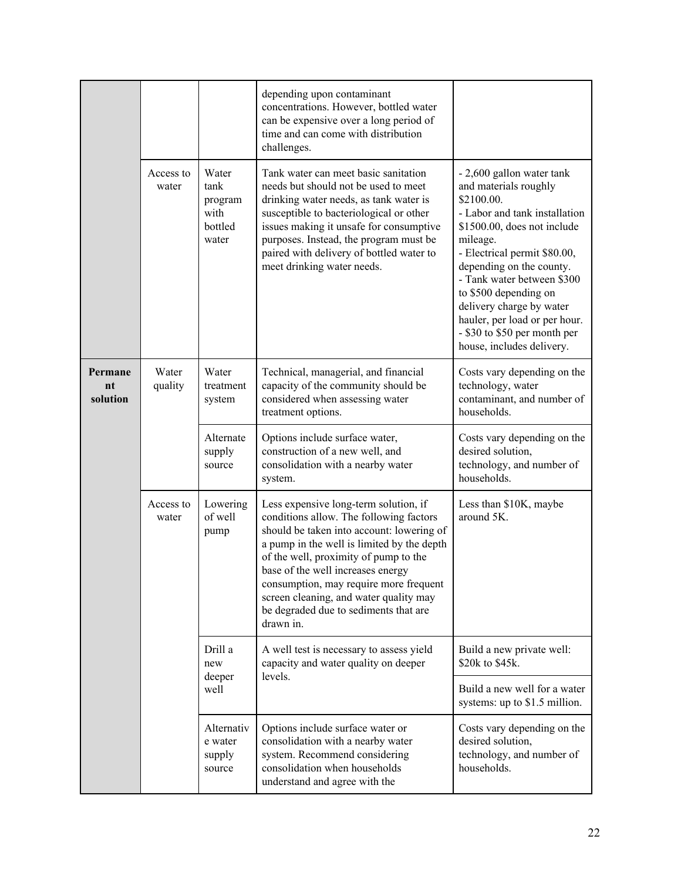| | | | | |
|---|---|---|---|---|
| | | | depending upon contaminant concentrations. However, bottled water can be expensive over a long period of time and can come with distribution challenges. | |
| | Access to water | Water tank program with bottled water | Tank water can meet basic sanitation needs but should not be used to meet drinking water needs, as tank water is susceptible to bacteriological or other issues making it unsafe for consumptive purposes. Instead, the program must be paired with delivery of bottled water to meet drinking water needs. | - 2,600 gallon water tank and materials roughly $2100.00.<br>- Labor and tank installation $1500.00, does not include mileage.<br>- Electrical permit $80.00, depending on the county.<br>- Tank water between $300 to $500 depending on delivery charge by water hauler, per load or per hour.<br>- $30 to $50 per month per house, includes delivery. |
| **Permanent solution** | Water quality | Water treatment system | Technical, managerial, and financial capacity of the community should be considered when assessing water treatment options. | Costs vary depending on the technology, water contaminant, and number of households. |
| | | Alternate supply source | Options include surface water, construction of a new well, and consolidation with a nearby water system. | Costs vary depending on the desired solution, technology, and number of households. |
| | Access to water | Lowering of well pump | Less expensive long-term solution, if conditions allow. The following factors should be taken into account: lowering of a pump in the well is limited by the depth of the well, proximity of pump to the base of the well increases energy consumption, may require more frequent screen cleaning, and water quality may be degraded due to sediments that are drawn in. | Less than $10K, maybe around 5K. |
| | | Drill a new deeper well | A well test is necessary to assess yield capacity and water quality on deeper levels. | Build a new private well: $20k to $45k. |
| | | | | Build a new well for a water systems: up to $1.5 million. |
| | | Alternative water supply source | Options include surface water or consolidation with a nearby water system. Recommend considering consolidation when households understand and agree with the | Costs vary depending on the desired solution, technology, and number of households. |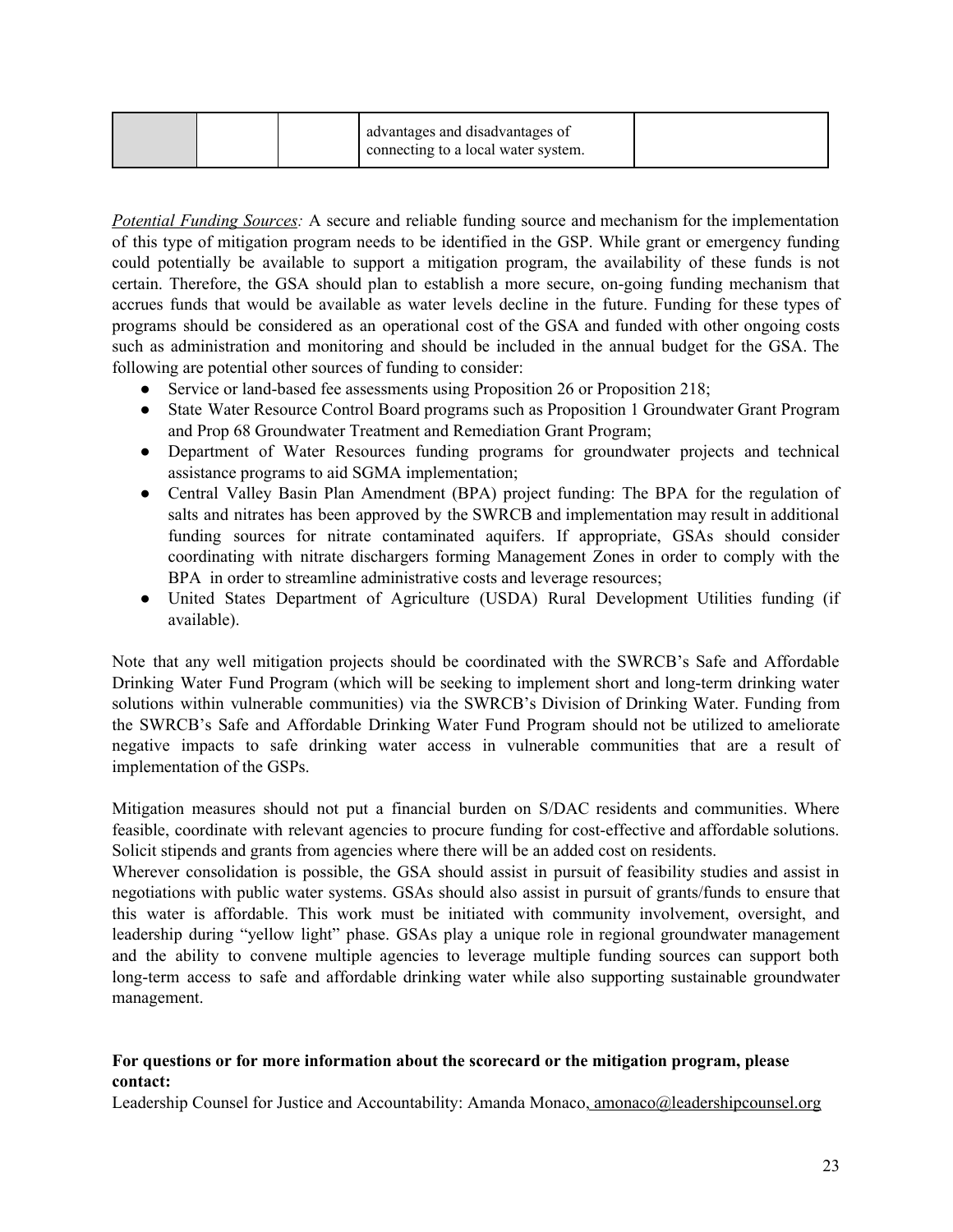| | | | advantages and disadvantages of connecting to a local water system. | |
|---|---|---|---|---|

*Potential Funding Sources:* A secure and reliable funding source and mechanism for the implementation of this type of mitigation program needs to be identified in the GSP. While grant or emergency funding could potentially be available to support a mitigation program, the availability of these funds is not certain. Therefore, the GSA should plan to establish a more secure, on-going funding mechanism that accrues funds that would be available as water levels decline in the future. Funding for these types of programs should be considered as an operational cost of the GSA and funded with other ongoing costs such as administration and monitoring and should be included in the annual budget for the GSA. The following are potential other sources of funding to consider:

- Service or land-based fee assessments using Proposition 26 or Proposition 218;
- State Water Resource Control Board programs such as Proposition 1 Groundwater Grant Program and Prop 68 Groundwater Treatment and Remediation Grant Program;
- Department of Water Resources funding programs for groundwater projects and technical assistance programs to aid SGMA implementation;
- Central Valley Basin Plan Amendment (BPA) project funding: The BPA for the regulation of salts and nitrates has been approved by the SWRCB and implementation may result in additional funding sources for nitrate contaminated aquifers. If appropriate, GSAs should consider coordinating with nitrate dischargers forming Management Zones in order to comply with the BPA in order to streamline administrative costs and leverage resources;
- United States Department of Agriculture (USDA) Rural Development Utilities funding (if available).

Note that any well mitigation projects should be coordinated with the SWRCB's Safe and Affordable Drinking Water Fund Program (which will be seeking to implement short and long-term drinking water solutions within vulnerable communities) via the SWRCB's Division of Drinking Water. Funding from the SWRCB's Safe and Affordable Drinking Water Fund Program should not be utilized to ameliorate negative impacts to safe drinking water access in vulnerable communities that are a result of implementation of the GSPs.

Mitigation measures should not put a financial burden on S/DAC residents and communities. Where feasible, coordinate with relevant agencies to procure funding for cost-effective and affordable solutions. Solicit stipends and grants from agencies where there will be an added cost on residents.

Wherever consolidation is possible, the GSA should assist in pursuit of feasibility studies and assist in negotiations with public water systems. GSAs should also assist in pursuit of grants/funds to ensure that this water is affordable. This work must be initiated with community involvement, oversight, and leadership during "yellow light" phase. GSAs play a unique role in regional groundwater management and the ability to convene multiple agencies to leverage multiple funding sources can support both long-term access to safe and affordable drinking water while also supporting sustainable groundwater management.

**For questions or for more information about the scorecard or the mitigation program, please contact:**

Leadership Counsel for Justice and Accountability: Amanda Monaco, amonaco@leadershipcounsel.org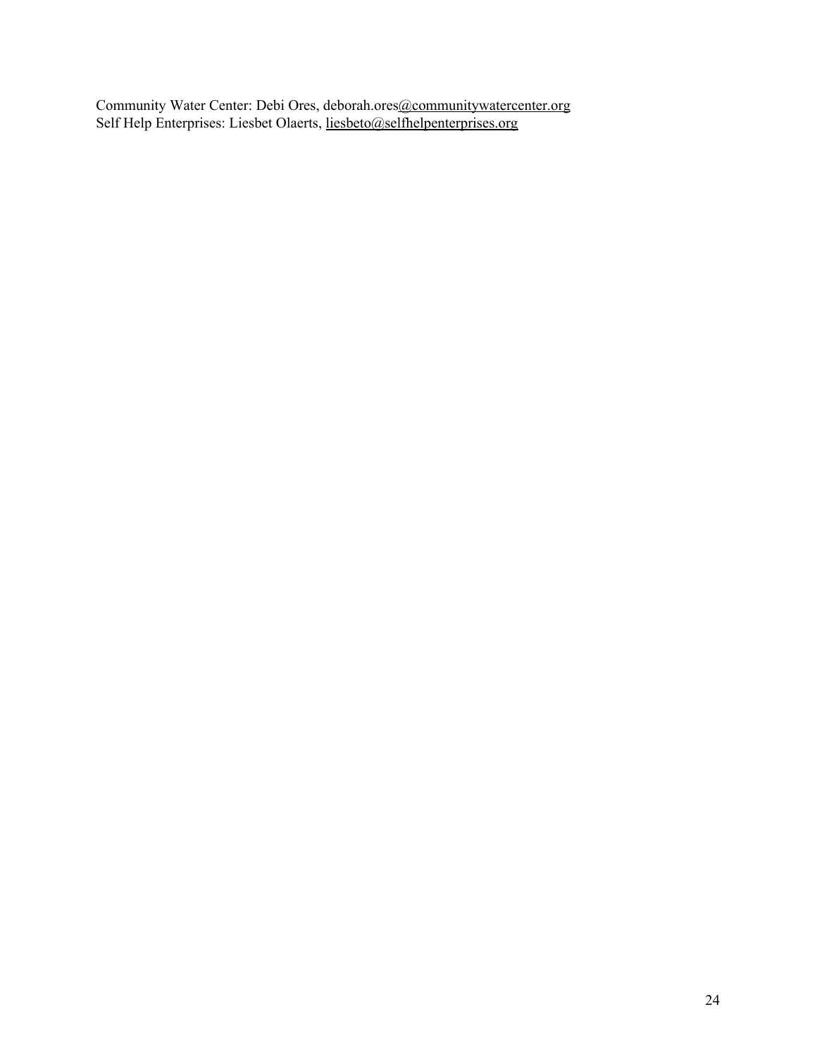Community Water Center: Debi Ores, deborah.ores@communitywatercenter.org  
Self Help Enterprises: Liesbet Olaerts, liesbeto@selfhelpenterprises.org